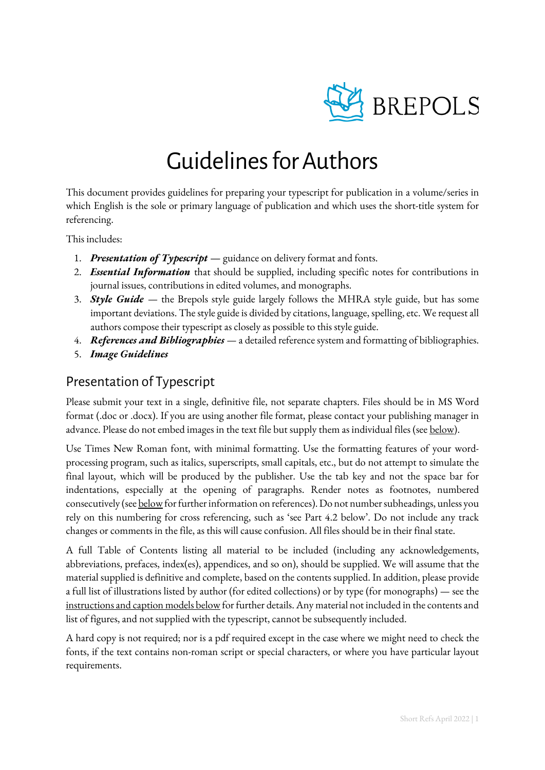BREPOLS

# Guidelines for Authors

This document provides guidelines for preparing your typescript for publication in a volume/series in which English is the sole or primary language of publication and which uses the short-title system for referencing.

This includes:

1. ***Presentation of Typescript*** — guidance on delivery format and fonts.
2. ***Essential Information*** that should be supplied, including specific notes for contributions in journal issues, contributions in edited volumes, and monographs.
3. ***Style Guide*** — the Brepols style guide largely follows the MHRA style guide, but has some important deviations. The style guide is divided by citations, language, spelling, etc. We request all authors compose their typescript as closely as possible to this style guide.
4. ***References and Bibliographies*** — a detailed reference system and formatting of bibliographies.
5. ***Image Guidelines***

## Presentation of Typescript

Please submit your text in a single, definitive file, not separate chapters. Files should be in MS Word format (.doc or .docx). If you are using another file format, please contact your publishing manager in advance. Please do not embed images in the text file but supply them as individual files (see below).

Use Times New Roman font, with minimal formatting. Use the formatting features of your word-processing program, such as italics, superscripts, small capitals, etc., but do not attempt to simulate the final layout, which will be produced by the publisher. Use the tab key and not the space bar for indentations, especially at the opening of paragraphs. Render notes as footnotes, numbered consecutively (see below for further information on references). Do not number subheadings, unless you rely on this numbering for cross referencing, such as 'see Part 4.2 below'. Do not include any track changes or comments in the file, as this will cause confusion. All files should be in their final state.

A full Table of Contents listing all material to be included (including any acknowledgements, abbreviations, prefaces, index(es), appendices, and so on), should be supplied. We will assume that the material supplied is definitive and complete, based on the contents supplied. In addition, please provide a full list of illustrations listed by author (for edited collections) or by type (for monographs) — see the instructions and caption models below for further details. Any material not included in the contents and list of figures, and not supplied with the typescript, cannot be subsequently included.

A hard copy is not required; nor is a pdf required except in the case where we might need to check the fonts, if the text contains non-roman script or special characters, or where you have particular layout requirements.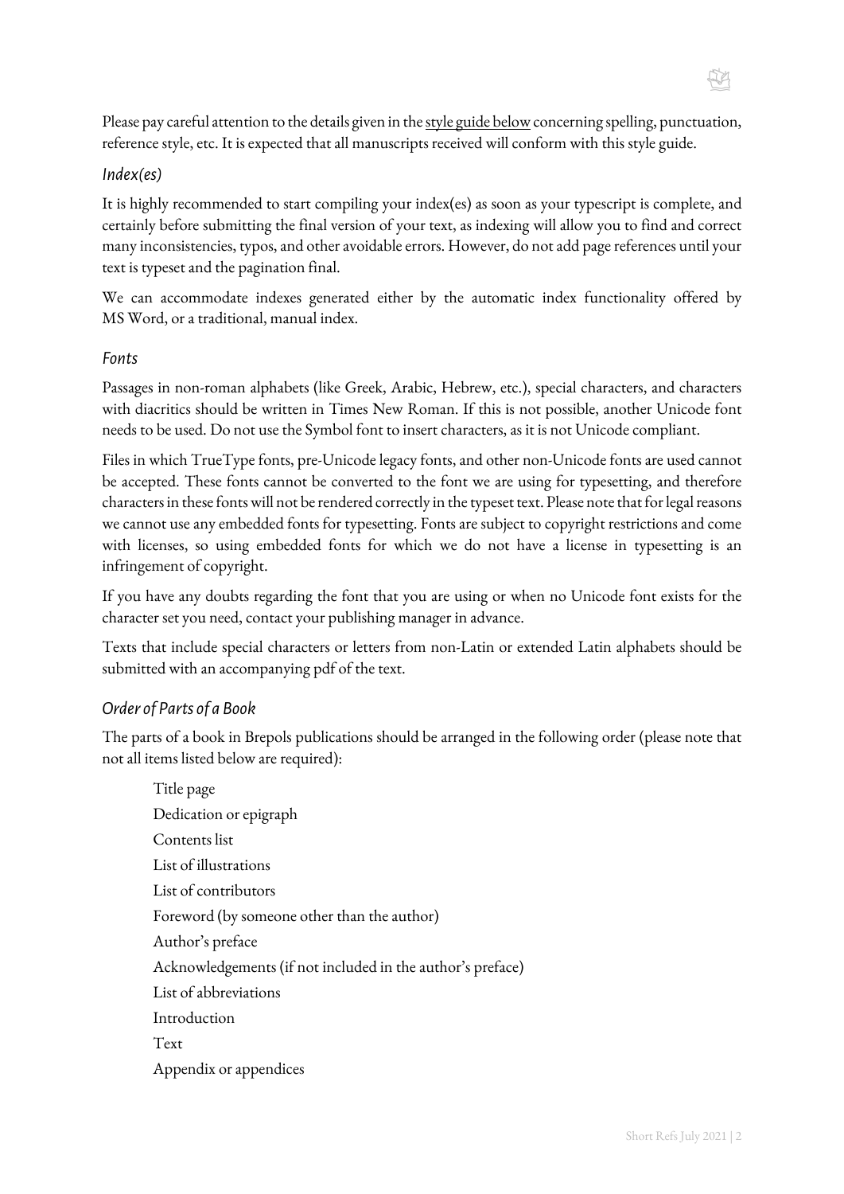Please pay careful attention to the details given in the style guide below concerning spelling, punctuation, reference style, etc. It is expected that all manuscripts received will conform with this style guide.

### *Index(es)*

It is highly recommended to start compiling your index(es) as soon as your typescript is complete, and certainly before submitting the final version of your text, as indexing will allow you to find and correct many inconsistencies, typos, and other avoidable errors. However, do not add page references until your text is typeset and the pagination final.

We can accommodate indexes generated either by the automatic index functionality offered by MS Word, or a traditional, manual index.

### *Fonts*

Passages in non-roman alphabets (like Greek, Arabic, Hebrew, etc.), special characters, and characters with diacritics should be written in Times New Roman. If this is not possible, another Unicode font needs to be used. Do not use the Symbol font to insert characters, as it is not Unicode compliant.

Files in which TrueType fonts, pre-Unicode legacy fonts, and other non-Unicode fonts are used cannot be accepted. These fonts cannot be converted to the font we are using for typesetting, and therefore characters in these fonts will not be rendered correctly in the typeset text. Please note that for legal reasons we cannot use any embedded fonts for typesetting. Fonts are subject to copyright restrictions and come with licenses, so using embedded fonts for which we do not have a license in typesetting is an infringement of copyright.

If you have any doubts regarding the font that you are using or when no Unicode font exists for the character set you need, contact your publishing manager in advance.

Texts that include special characters or letters from non-Latin or extended Latin alphabets should be submitted with an accompanying pdf of the text.

### *Order of Parts of a Book*

The parts of a book in Brepols publications should be arranged in the following order (please note that not all items listed below are required):

Title page
Dedication or epigraph
Contents list
List of illustrations
List of contributors
Foreword (by someone other than the author)
Author's preface
Acknowledgements (if not included in the author's preface)
List of abbreviations
Introduction
Text
Appendix or appendices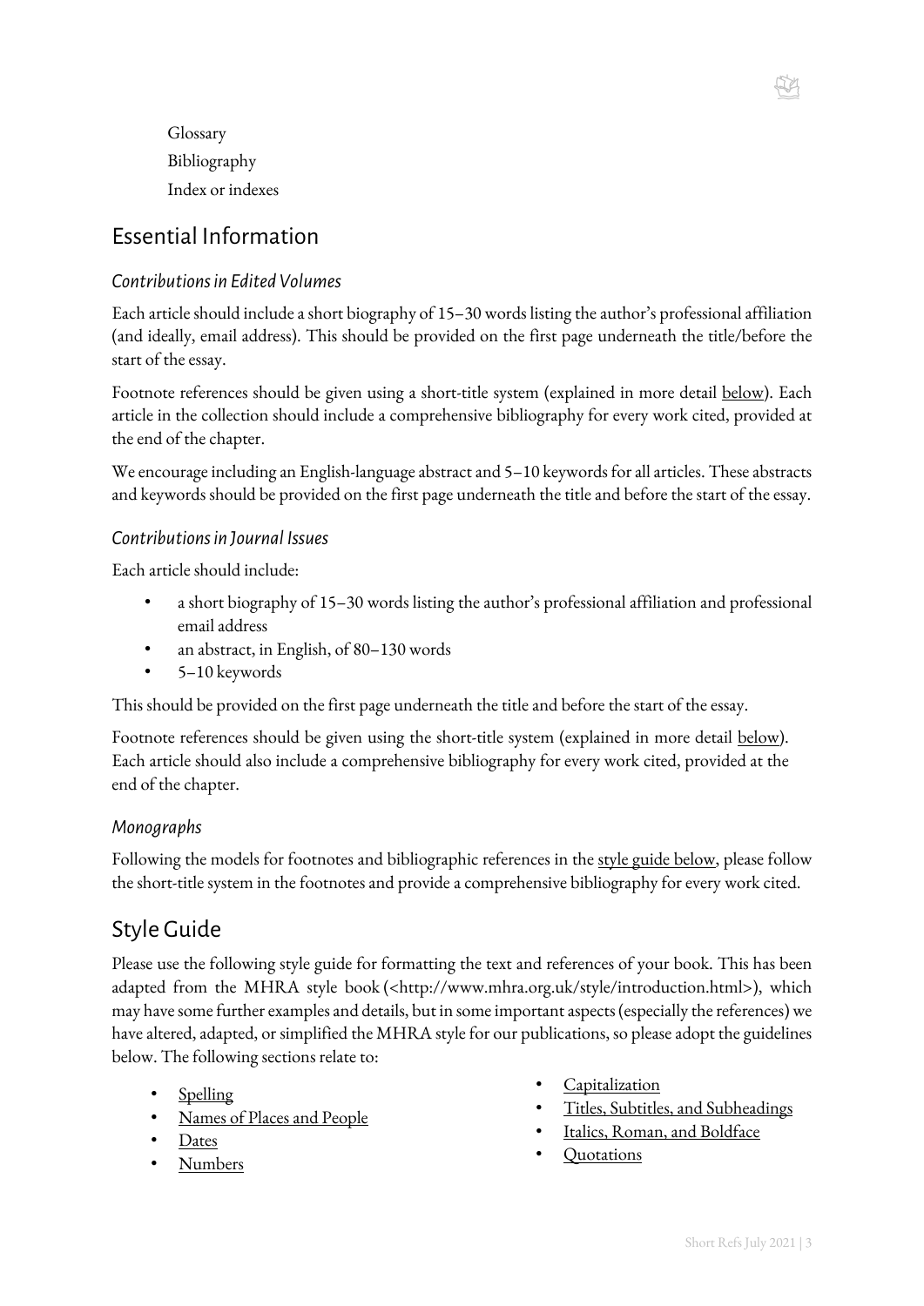Glossary

Bibliography

Index or indexes

## Essential Information

### *Contributions in Edited Volumes*

Each article should include a short biography of 15–30 words listing the author's professional affiliation (and ideally, email address). This should be provided on the first page underneath the title/before the start of the essay.

Footnote references should be given using a short-title system (explained in more detail below). Each article in the collection should include a comprehensive bibliography for every work cited, provided at the end of the chapter.

We encourage including an English-language abstract and 5–10 keywords for all articles. These abstracts and keywords should be provided on the first page underneath the title and before the start of the essay.

### *Contributions in Journal Issues*

Each article should include:

- a short biography of 15–30 words listing the author's professional affiliation and professional email address
- an abstract, in English, of 80–130 words
- 5–10 keywords

This should be provided on the first page underneath the title and before the start of the essay.

Footnote references should be given using the short-title system (explained in more detail below). Each article should also include a comprehensive bibliography for every work cited, provided at the end of the chapter.

### *Monographs*

Following the models for footnotes and bibliographic references in the style guide below, please follow the short-title system in the footnotes and provide a comprehensive bibliography for every work cited.

## Style Guide

Please use the following style guide for formatting the text and references of your book. This has been adapted from the MHRA style book (<http://www.mhra.org.uk/style/introduction.html>), which may have some further examples and details, but in some important aspects (especially the references) we have altered, adapted, or simplified the MHRA style for our publications, so please adopt the guidelines below. The following sections relate to:

- Spelling
- Names of Places and People
- Dates
- Numbers
- Capitalization
- Titles, Subtitles, and Subheadings
- Italics, Roman, and Boldface
- Quotations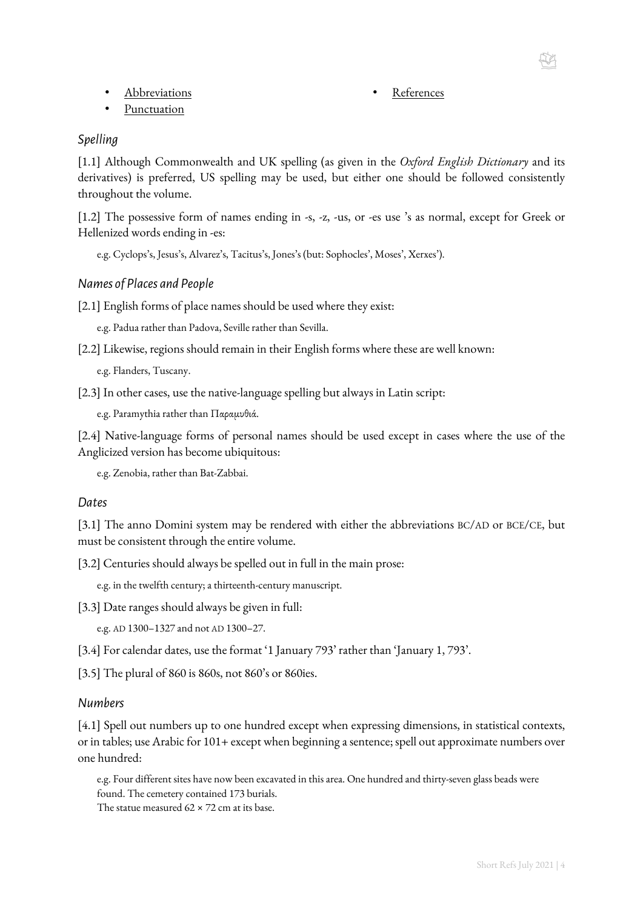- Abbreviations
- Punctuation
- References

### *Spelling*

[1.1] Although Commonwealth and UK spelling (as given in the *Oxford English Dictionary* and its derivatives) is preferred, US spelling may be used, but either one should be followed consistently throughout the volume.

[1.2] The possessive form of names ending in -s, -z, -us, or -es use 's as normal, except for Greek or Hellenized words ending in -es:

e.g. Cyclops's, Jesus's, Alvarez's, Tacitus's, Jones's (but: Sophocles', Moses', Xerxes').

### *Names of Places and People*

[2.1] English forms of place names should be used where they exist:

e.g. Padua rather than Padova, Seville rather than Sevilla.

[2.2] Likewise, regions should remain in their English forms where these are well known:

e.g. Flanders, Tuscany.

[2.3] In other cases, use the native-language spelling but always in Latin script:

e.g. Paramythia rather than Παραμυθιά.

[2.4] Native-language forms of personal names should be used except in cases where the use of the Anglicized version has become ubiquitous:

e.g. Zenobia, rather than Bat-Zabbai.

### *Dates*

[3.1] The anno Domini system may be rendered with either the abbreviations BC/AD or BCE/CE, but must be consistent through the entire volume.

[3.2] Centuries should always be spelled out in full in the main prose:

e.g. in the twelfth century; a thirteenth-century manuscript.

[3.3] Date ranges should always be given in full:

e.g. AD 1300–1327 and not AD 1300–27.

[3.4] For calendar dates, use the format '1 January 793' rather than 'January 1, 793'.

[3.5] The plural of 860 is 860s, not 860's or 860ies.

### *Numbers*

[4.1] Spell out numbers up to one hundred except when expressing dimensions, in statistical contexts, or in tables; use Arabic for 101+ except when beginning a sentence; spell out approximate numbers over one hundred:

e.g. Four different sites have now been excavated in this area. One hundred and thirty-seven glass beads were found. The cemetery contained 173 burials.
The statue measured 62 × 72 cm at its base.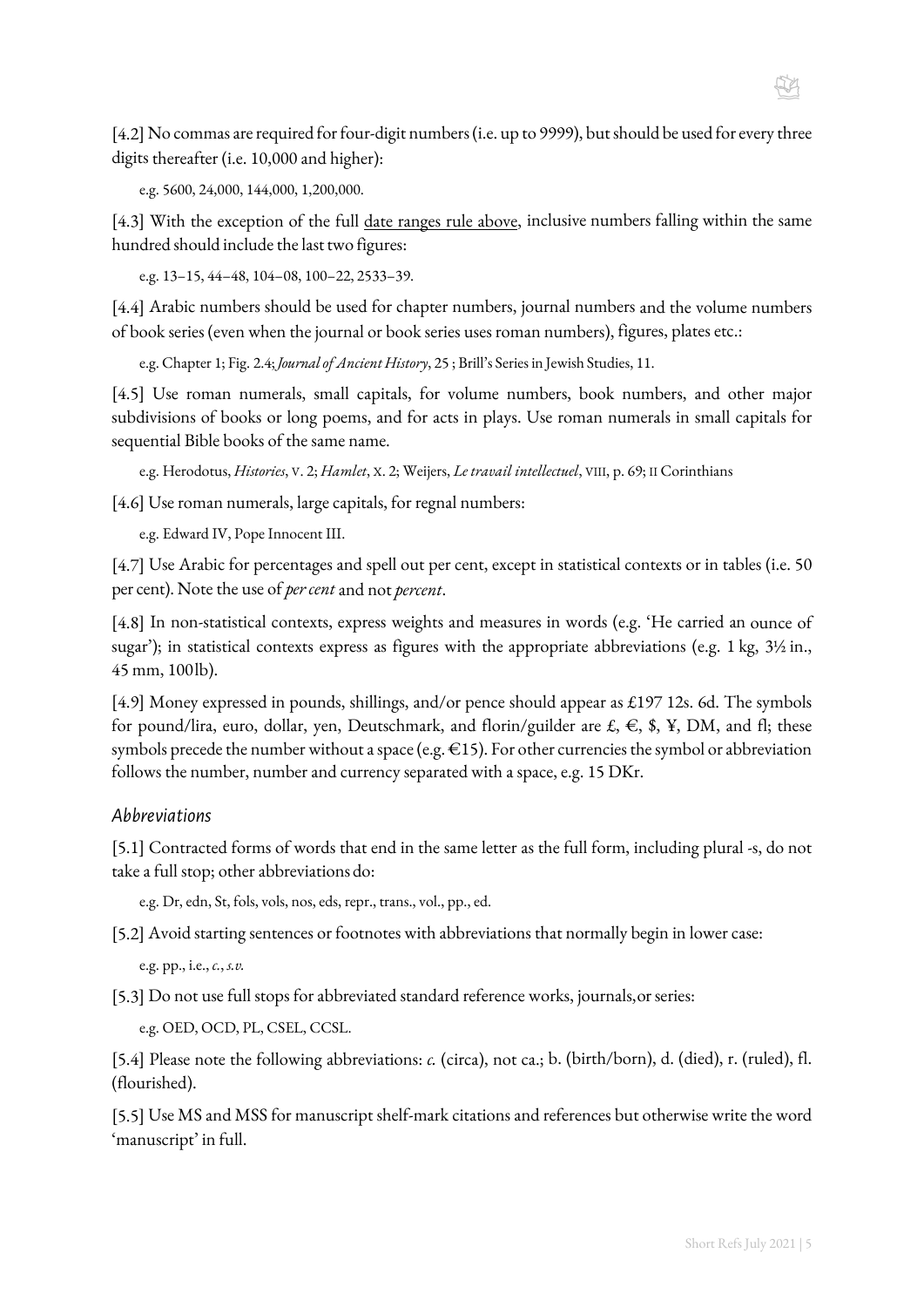[4.2] No commas are required for four-digit numbers (i.e. up to 9999), but should be used for every three digits thereafter (i.e. 10,000 and higher):

e.g. 5600, 24,000, 144,000, 1,200,000.

[4.3] With the exception of the full date ranges rule above, inclusive numbers falling within the same hundred should include the last two figures:

e.g. 13–15, 44–48, 104–08, 100–22, 2533–39.

[4.4] Arabic numbers should be used for chapter numbers, journal numbers and the volume numbers of book series (even when the journal or book series uses roman numbers), figures, plates etc.:

e.g. Chapter 1; Fig. 2.4; *Journal of Ancient History*, 25 ; Brill's Series in Jewish Studies, 11.

[4.5] Use roman numerals, small capitals, for volume numbers, book numbers, and other major subdivisions of books or long poems, and for acts in plays. Use roman numerals in small capitals for sequential Bible books of the same name.

e.g. Herodotus, *Histories*, v. 2; *Hamlet*, x. 2; Weijers, *Le travail intellectuel*, viii, p. 69; ii Corinthians

[4.6] Use roman numerals, large capitals, for regnal numbers:

e.g. Edward IV, Pope Innocent III.

[4.7] Use Arabic for percentages and spell out per cent, except in statistical contexts or in tables (i.e. 50 per cent). Note the use of *per cent* and not *percent*.

[4.8] In non-statistical contexts, express weights and measures in words (e.g. 'He carried an ounce of sugar'); in statistical contexts express as figures with the appropriate abbreviations (e.g. 1 kg, 3½ in., 45 mm, 100lb).

[4.9] Money expressed in pounds, shillings, and/or pence should appear as £197 12s. 6d. The symbols for pound/lira, euro, dollar, yen, Deutschmark, and florin/guilder are £, €, $, ¥, DM, and fl; these symbols precede the number without a space (e.g. €15). For other currencies the symbol or abbreviation follows the number, number and currency separated with a space, e.g. 15 DKr.

### Abbreviations

[5.1] Contracted forms of words that end in the same letter as the full form, including plural -s, do not take a full stop; other abbreviations do:

e.g. Dr, edn, St, fols, vols, nos, eds, repr., trans., vol., pp., ed.

[5.2] Avoid starting sentences or footnotes with abbreviations that normally begin in lower case:

e.g. pp., i.e., *c.*, *s.v.*

[5.3] Do not use full stops for abbreviated standard reference works, journals, or series:

e.g. OED, OCD, PL, CSEL, CCSL.

[5.4] Please note the following abbreviations: *c.* (circa), not ca.; b. (birth/born), d. (died), r. (ruled), fl. (flourished).

[5.5] Use MS and MSS for manuscript shelf-mark citations and references but otherwise write the word 'manuscript' in full.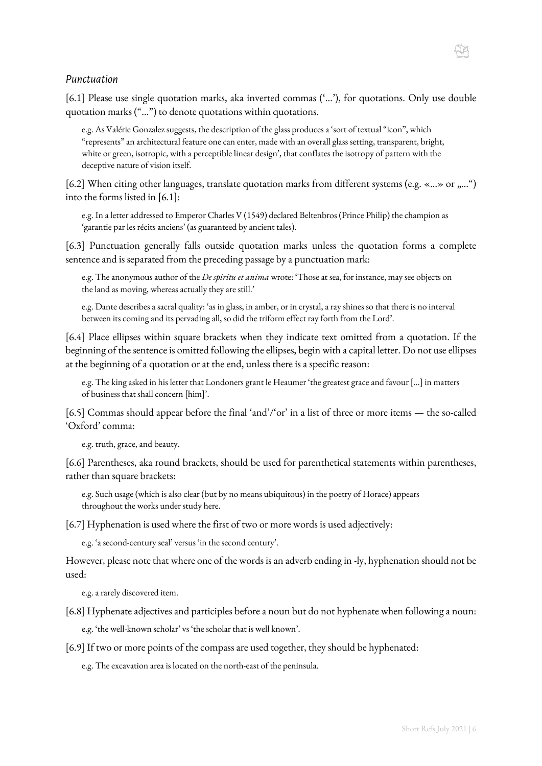### *Punctuation*

[6.1] Please use single quotation marks, aka inverted commas ('…'), for quotations. Only use double quotation marks ("…") to denote quotations within quotations.

> e.g. As Valérie Gonzalez suggests, the description of the glass produces a 'sort of textual "icon", which "represents" an architectural feature one can enter, made with an overall glass setting, transparent, bright, white or green, isotropic, with a perceptible linear design', that conflates the isotropy of pattern with the deceptive nature of vision itself.

[6.2] When citing other languages, translate quotation marks from different systems (e.g. «…» or „…") into the forms listed in [6.1]:

> e.g. In a letter addressed to Emperor Charles V (1549) declared Beltenbros (Prince Philip) the champion as 'garantie par les récits anciens' (as guaranteed by ancient tales).

[6.3] Punctuation generally falls outside quotation marks unless the quotation forms a complete sentence and is separated from the preceding passage by a punctuation mark:

> e.g. The anonymous author of the *De spiritu et anima* wrote: 'Those at sea, for instance, may see objects on the land as moving, whereas actually they are still.'

> e.g. Dante describes a sacral quality: 'as in glass, in amber, or in crystal, a ray shines so that there is no interval between its coming and its pervading all, so did the triform effect ray forth from the Lord'.

[6.4] Place ellipses within square brackets when they indicate text omitted from a quotation. If the beginning of the sentence is omitted following the ellipses, begin with a capital letter. Do not use ellipses at the beginning of a quotation or at the end, unless there is a specific reason:

> e.g. The king asked in his letter that Londoners grant le Heaumer 'the greatest grace and favour […] in matters of business that shall concern [him]'.

[6.5] Commas should appear before the final 'and'/'or' in a list of three or more items — the so-called 'Oxford' comma:

> e.g. truth, grace, and beauty.

[6.6] Parentheses, aka round brackets, should be used for parenthetical statements within parentheses, rather than square brackets:

> e.g. Such usage (which is also clear (but by no means ubiquitous) in the poetry of Horace) appears throughout the works under study here.

[6.7] Hyphenation is used where the first of two or more words is used adjectively:

> e.g. 'a second-century seal' versus 'in the second century'.

However, please note that where one of the words is an adverb ending in -ly, hyphenation should not be used:

> e.g. a rarely discovered item.

[6.8] Hyphenate adjectives and participles before a noun but do not hyphenate when following a noun:

> e.g. 'the well-known scholar' vs 'the scholar that is well known'.

[6.9] If two or more points of the compass are used together, they should be hyphenated:

> e.g. The excavation area is located on the north-east of the peninsula.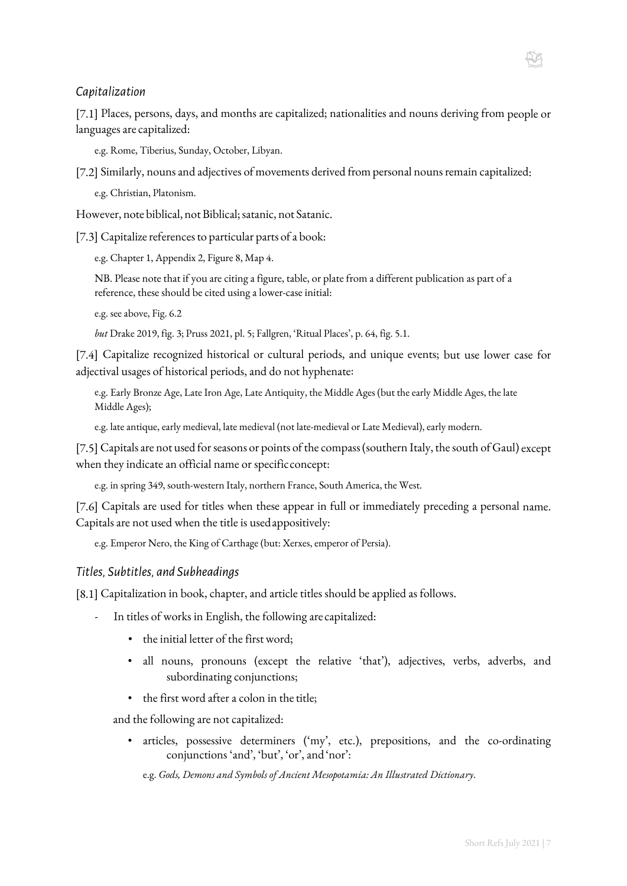## *Capitalization*

[7.1] Places, persons, days, and months are capitalized; nationalities and nouns deriving from people or languages are capitalized:

> e.g. Rome, Tiberius, Sunday, October, Libyan.

[7.2] Similarly, nouns and adjectives of movements derived from personal nouns remain capitalized:

> e.g. Christian, Platonism.

However, note biblical, not Biblical; satanic, not Satanic.

[7.3] Capitalize references to particular parts of a book:

> e.g. Chapter 1, Appendix 2, Figure 8, Map 4.
>
> NB. Please note that if you are citing a figure, table, or plate from a different publication as part of a reference, these should be cited using a lower-case initial:
>
> e.g. see above, Fig. 6.2
>
> *but* Drake 2019, fig. 3; Pruss 2021, pl. 5; Fallgren, 'Ritual Places', p. 64, fig. 5.1.

[7.4] Capitalize recognized historical or cultural periods, and unique events; but use lower case for adjectival usages of historical periods, and do not hyphenate:

> e.g. Early Bronze Age, Late Iron Age, Late Antiquity, the Middle Ages (but the early Middle Ages, the late Middle Ages);
>
> e.g. late antique, early medieval, late medieval (not late-medieval or Late Medieval), early modern.

[7.5] Capitals are not used for seasons or points of the compass (southern Italy, the south of Gaul) except when they indicate an official name or specific concept:

> e.g. in spring 349, south-western Italy, northern France, South America, the West.

[7.6] Capitals are used for titles when these appear in full or immediately preceding a personal name. Capitals are not used when the title is used appositively:

> e.g. Emperor Nero, the King of Carthage (but: Xerxes, emperor of Persia).

## *Titles, Subtitles, and Subheadings*

[8.1] Capitalization in book, chapter, and article titles should be applied as follows.

- In titles of works in English, the following are capitalized:
  - the initial letter of the first word;
  - all nouns, pronouns (except the relative 'that'), adjectives, verbs, adverbs, and subordinating conjunctions;
  - the first word after a colon in the title;

  and the following are not capitalized:
  - articles, possessive determiners ('my', etc.), prepositions, and the co-ordinating conjunctions 'and', 'but', 'or', and 'nor':

    e.g. *Gods, Demons and Symbols of Ancient Mesopotamia: An Illustrated Dictionary*.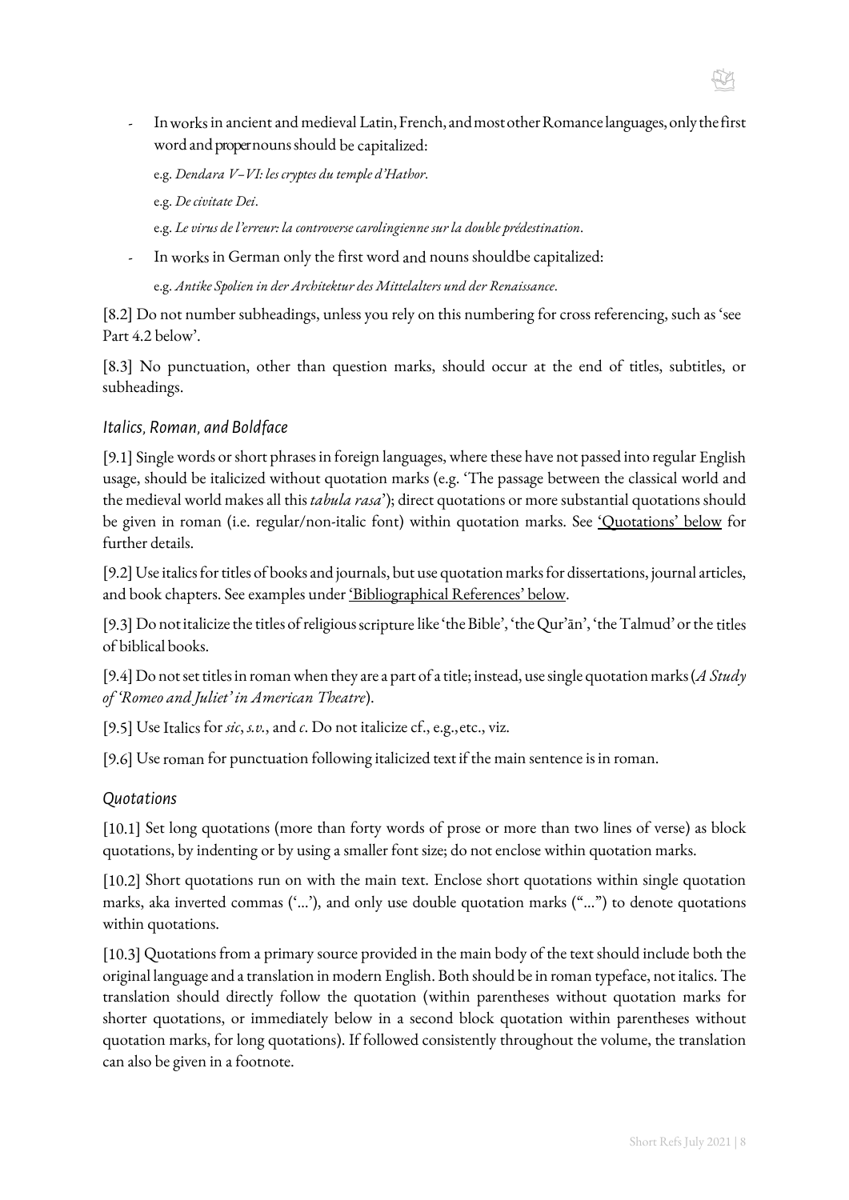- In works in ancient and medieval Latin, French, and most other Romance languages, only the first word and proper nouns should be capitalized:

  e.g. *Dendara V–VI: les cryptes du temple d'Hathor*.

  e.g. *De civitate Dei*.

  e.g. *Le virus de l'erreur: la controverse carolingienne sur la double prédestination*.

- In works in German only the first word and nouns shouldbe capitalized:

  e.g. *Antike Spolien in der Architektur des Mittelalters und der Renaissance*.

[8.2] Do not number subheadings, unless you rely on this numbering for cross referencing, such as 'see Part 4.2 below'.

[8.3] No punctuation, other than question marks, should occur at the end of titles, subtitles, or subheadings.

### *Italics, Roman, and Boldface*

[9.1] Single words or short phrases in foreign languages, where these have not passed into regular English usage, should be italicized without quotation marks (e.g. 'The passage between the classical world and the medieval world makes all this *tabula rasa*'); direct quotations or more substantial quotations should be given in roman (i.e. regular/non-italic font) within quotation marks. See 'Quotations' below for further details.

[9.2] Use italics for titles of books and journals, but use quotation marks for dissertations, journal articles, and book chapters. See examples under 'Bibliographical References' below.

[9.3] Do not italicize the titles of religious scripture like 'the Bible', 'the Qur'ān', 'the Talmud' or the titles of biblical books.

[9.4] Do not set titles in roman when they are a part of a title; instead, use single quotation marks (*A Study of 'Romeo and Juliet' in American Theatre*).

[9.5] Use Italics for *sic*, *s.v.*, and *c*. Do not italicize cf., e.g., etc., viz.

[9.6] Use roman for punctuation following italicized text if the main sentence is in roman.

### *Quotations*

[10.1] Set long quotations (more than forty words of prose or more than two lines of verse) as block quotations, by indenting or by using a smaller font size; do not enclose within quotation marks.

[10.2] Short quotations run on with the main text. Enclose short quotations within single quotation marks, aka inverted commas ('...'), and only use double quotation marks ("...") to denote quotations within quotations.

[10.3] Quotations from a primary source provided in the main body of the text should include both the original language and a translation in modern English. Both should be in roman typeface, not italics. The translation should directly follow the quotation (within parentheses without quotation marks for shorter quotations, or immediately below in a second block quotation within parentheses without quotation marks, for long quotations). If followed consistently throughout the volume, the translation can also be given in a footnote.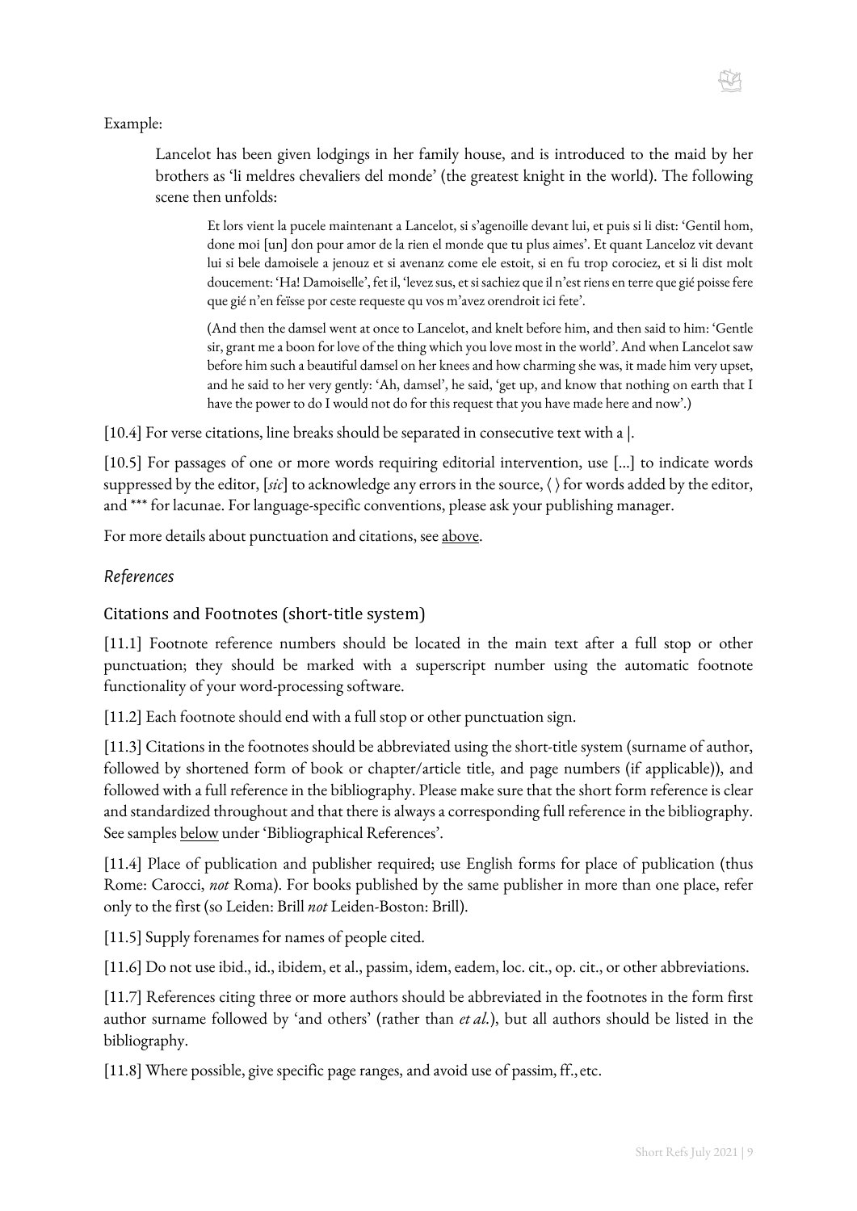Example:

> Lancelot has been given lodgings in her family house, and is introduced to the maid by her brothers as 'li meldres chevaliers del monde' (the greatest knight in the world). The following scene then unfolds:
>
>> Et lors vient la pucele maintenant a Lancelot, si s'agenoille devant lui, et puis si li dist: 'Gentil hom, done moi [un] don pour amor de la rien el monde que tu plus aimes'. Et quant Lanceloz vit devant lui si bele damoisele a jenouz et si avenanz come ele estoit, si en fu trop corociez, et si li dist molt doucement: 'Ha! Damoiselle', fet il, 'levez sus, et si sachiez que il n'est riens en terre que gié poisse fere que gié n'en feïsse por ceste requeste qu vos m'avez orendroit ici fete'.
>>
>> (And then the damsel went at once to Lancelot, and knelt before him, and then said to him: 'Gentle sir, grant me a boon for love of the thing which you love most in the world'. And when Lancelot saw before him such a beautiful damsel on her knees and how charming she was, it made him very upset, and he said to her very gently: 'Ah, damsel', he said, 'get up, and know that nothing on earth that I have the power to do I would not do for this request that you have made here and now'.)

[10.4] For verse citations, line breaks should be separated in consecutive text with a |.

[10.5] For passages of one or more words requiring editorial intervention, use [...] to indicate words suppressed by the editor, [*sic*] to acknowledge any errors in the source, ⟨ ⟩ for words added by the editor, and *** for lacunae. For language-specific conventions, please ask your publishing manager.

For more details about punctuation and citations, see above.

## *References*

### Citations and Footnotes (short-title system)

[11.1] Footnote reference numbers should be located in the main text after a full stop or other punctuation; they should be marked with a superscript number using the automatic footnote functionality of your word-processing software.

[11.2] Each footnote should end with a full stop or other punctuation sign.

[11.3] Citations in the footnotes should be abbreviated using the short-title system (surname of author, followed by shortened form of book or chapter/article title, and page numbers (if applicable)), and followed with a full reference in the bibliography. Please make sure that the short form reference is clear and standardized throughout and that there is always a corresponding full reference in the bibliography. See samples below under 'Bibliographical References'.

[11.4] Place of publication and publisher required; use English forms for place of publication (thus Rome: Carocci, *not* Roma). For books published by the same publisher in more than one place, refer only to the first (so Leiden: Brill *not* Leiden-Boston: Brill).

[11.5] Supply forenames for names of people cited.

[11.6] Do not use ibid., id., ibidem, et al., passim, idem, eadem, loc. cit., op. cit., or other abbreviations.

[11.7] References citing three or more authors should be abbreviated in the footnotes in the form first author surname followed by 'and others' (rather than *et al.*), but all authors should be listed in the bibliography.

[11.8] Where possible, give specific page ranges, and avoid use of passim, ff., etc.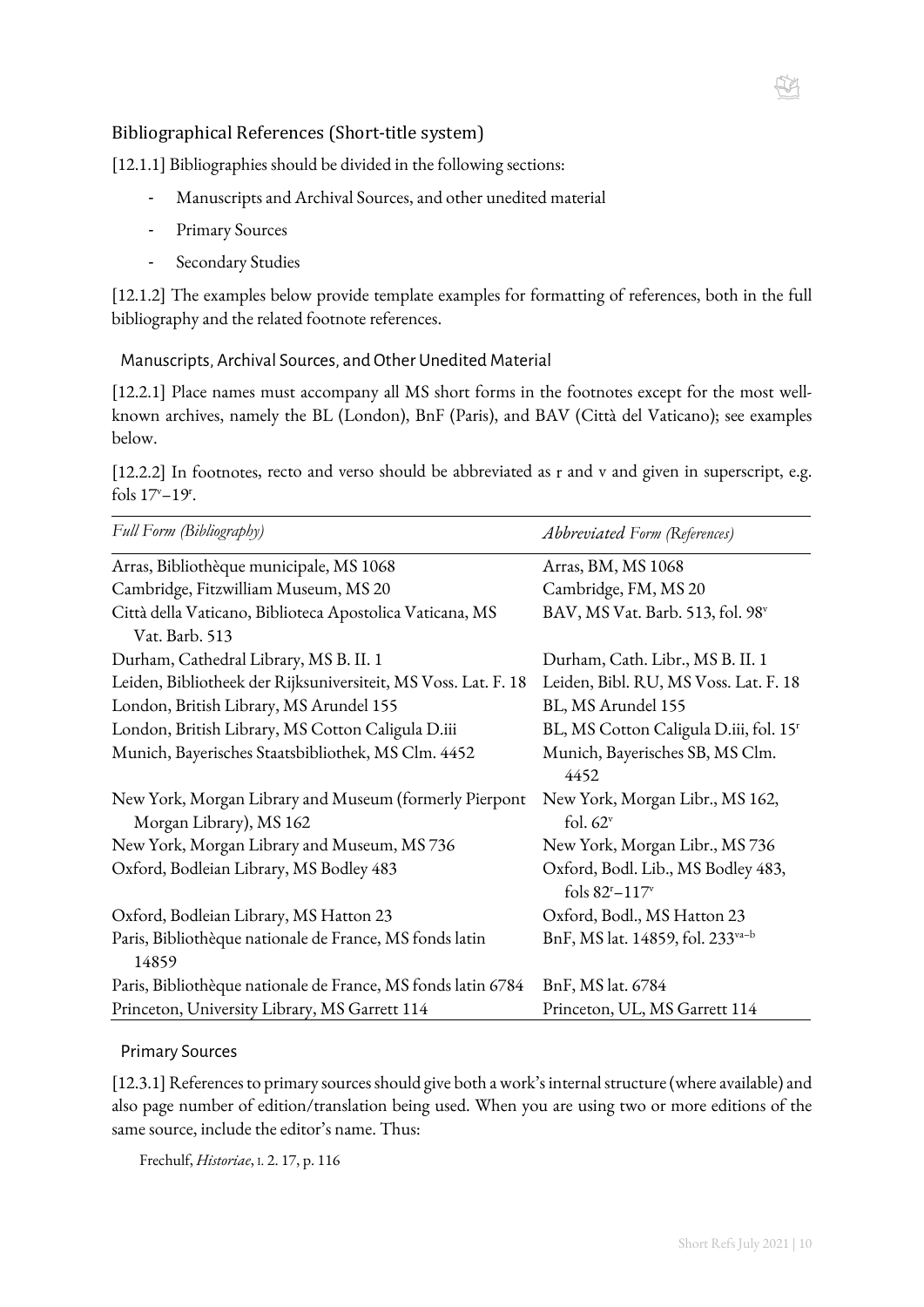## Bibliographical References (Short-title system)

[12.1.1] Bibliographies should be divided in the following sections:

- Manuscripts and Archival Sources, and other unedited material
- Primary Sources
- Secondary Studies

[12.1.2] The examples below provide template examples for formatting of references, both in the full bibliography and the related footnote references.

### Manuscripts, Archival Sources, and Other Unedited Material

[12.2.1] Place names must accompany all MS short forms in the footnotes except for the most well-known archives, namely the BL (London), BnF (Paris), and BAV (Città del Vaticano); see examples below.

[12.2.2] In footnotes, recto and verso should be abbreviated as r and v and given in superscript, e.g. fols $17^{v}$–$19^{r}$.

| *Full Form (Bibliography)* | *Abbreviated Form (References)* |
|---|---|
| Arras, Bibliothèque municipale, MS 1068 | Arras, BM, MS 1068 |
| Cambridge, Fitzwilliam Museum, MS 20 | Cambridge, FM, MS 20 |
| Città della Vaticano, Biblioteca Apostolica Vaticana, MS Vat. Barb. 513 | BAV, MS Vat. Barb. 513, fol. $98^{v}$ |
| Durham, Cathedral Library, MS B. II. 1 | Durham, Cath. Libr., MS B. II. 1 |
| Leiden, Bibliotheek der Rijksuniversiteit, MS Voss. Lat. F. 18 | Leiden, Bibl. RU, MS Voss. Lat. F. 18 |
| London, British Library, MS Arundel 155 | BL, MS Arundel 155 |
| London, British Library, MS Cotton Caligula D.iii | BL, MS Cotton Caligula D.iii, fol. $15^{r}$ |
| Munich, Bayerisches Staatsbibliothek, MS Clm. 4452 | Munich, Bayerisches SB, MS Clm. 4452 |
| New York, Morgan Library and Museum (formerly Pierpont Morgan Library), MS 162 | New York, Morgan Libr., MS 162, fol. $62^{v}$ |
| New York, Morgan Library and Museum, MS 736 | New York, Morgan Libr., MS 736 |
| Oxford, Bodleian Library, MS Bodley 483 | Oxford, Bodl. Lib., MS Bodley 483, fols $82^{r}$–$117^{v}$ |
| Oxford, Bodleian Library, MS Hatton 23 | Oxford, Bodl., MS Hatton 23 |
| Paris, Bibliothèque nationale de France, MS fonds latin 14859 | BnF, MS lat. 14859, fol. $233^{va–b}$ |
| Paris, Bibliothèque nationale de France, MS fonds latin 6784 | BnF, MS lat. 6784 |
| Princeton, University Library, MS Garrett 114 | Princeton, UL, MS Garrett 114 |

### Primary Sources

[12.3.1] References to primary sources should give both a work's internal structure (where available) and also page number of edition/translation being used. When you are using two or more editions of the same source, include the editor's name. Thus:

Frechulf, *Historiae*, I. 2. 17, p. 116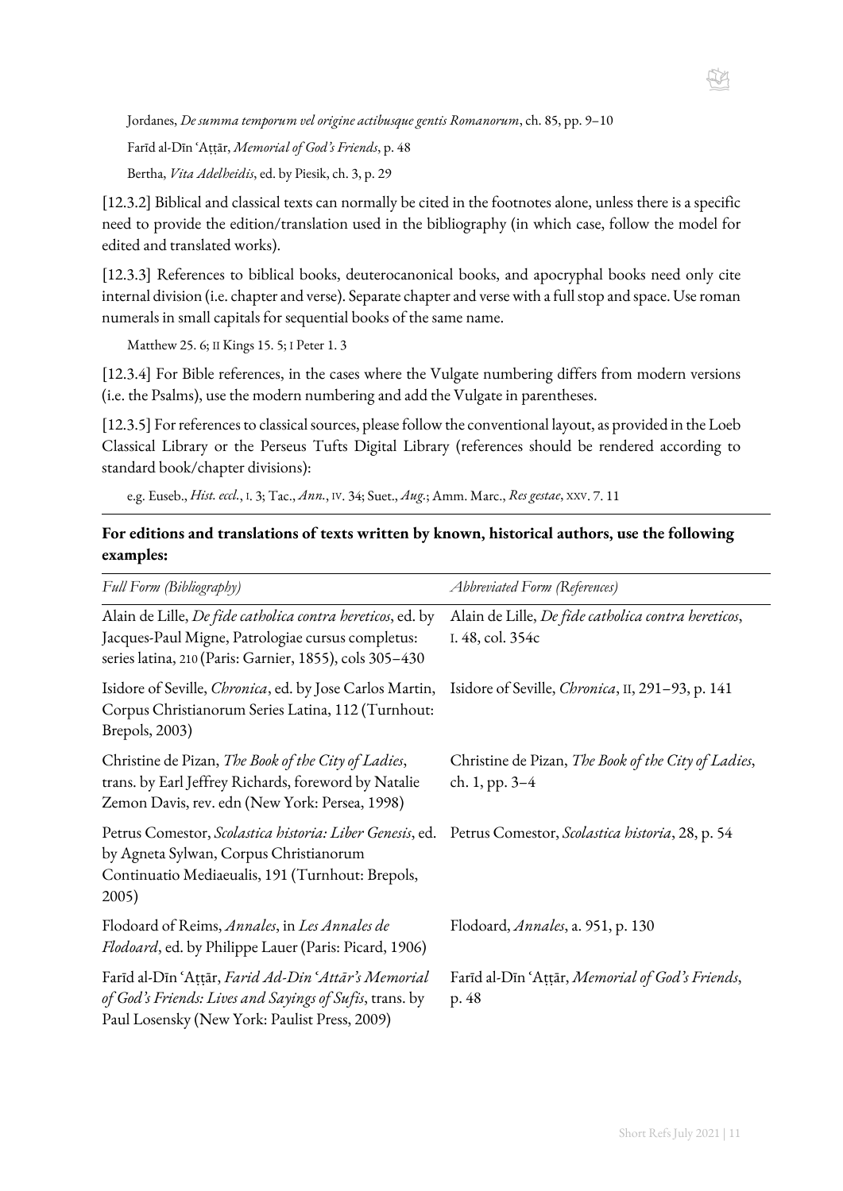Jordanes, *De summa temporum vel origine actibusque gentis Romanorum*, ch. 85, pp. 9–10

Farīd al-Dīn ʿAṭṭār, *Memorial of God's Friends*, p. 48

Bertha, *Vita Adelheidis*, ed. by Piesik, ch. 3, p. 29

[12.3.2] Biblical and classical texts can normally be cited in the footnotes alone, unless there is a specific need to provide the edition/translation used in the bibliography (in which case, follow the model for edited and translated works).

[12.3.3] References to biblical books, deuterocanonical books, and apocryphal books need only cite internal division (i.e. chapter and verse). Separate chapter and verse with a full stop and space. Use roman numerals in small capitals for sequential books of the same name.

Matthew 25. 6; II Kings 15. 5; I Peter 1. 3

[12.3.4] For Bible references, in the cases where the Vulgate numbering differs from modern versions (i.e. the Psalms), use the modern numbering and add the Vulgate in parentheses.

[12.3.5] For references to classical sources, please follow the conventional layout, as provided in the Loeb Classical Library or the Perseus Tufts Digital Library (references should be rendered according to standard book/chapter divisions):

e.g. Euseb., *Hist. eccl.*, I. 3; Tac., *Ann.*, IV. 34; Suet., *Aug.*; Amm. Marc., *Res gestae*, XXV. 7. 11

**For editions and translations of texts written by known, historical authors, use the following examples:**

| *Full Form (Bibliography)* | *Abbreviated Form (References)* |
|---|---|
| Alain de Lille, *De fide catholica contra hereticos*, ed. by Jacques-Paul Migne, Patrologiae cursus completus: series latina, 210 (Paris: Garnier, 1855), cols 305–430 | Alain de Lille, *De fide catholica contra hereticos*, I. 48, col. 354c |
| Isidore of Seville, *Chronica*, ed. by Jose Carlos Martin, Corpus Christianorum Series Latina, 112 (Turnhout: Brepols, 2003) | Isidore of Seville, *Chronica*, II, 291–93, p. 141 |
| Christine de Pizan, *The Book of the City of Ladies*, trans. by Earl Jeffrey Richards, foreword by Natalie Zemon Davis, rev. edn (New York: Persea, 1998) | Christine de Pizan, *The Book of the City of Ladies*, ch. 1, pp. 3–4 |
| Petrus Comestor, *Scolastica historia: Liber Genesis*, ed. by Agneta Sylwan, Corpus Christianorum Continuatio Mediaeualis, 191 (Turnhout: Brepols, 2005) | Petrus Comestor, *Scolastica historia*, 28, p. 54 |
| Flodoard of Reims, *Annales*, in *Les Annales de Flodoard*, ed. by Philippe Lauer (Paris: Picard, 1906) | Flodoard, *Annales*, a. 951, p. 130 |
| Farīd al-Dīn ʿAṭṭār, *Farid Ad-Din ʿAttār's Memorial of God's Friends: Lives and Sayings of Sufis*, trans. by Paul Losensky (New York: Paulist Press, 2009) | Farīd al-Dīn ʿAṭṭār, *Memorial of God's Friends*, p. 48 |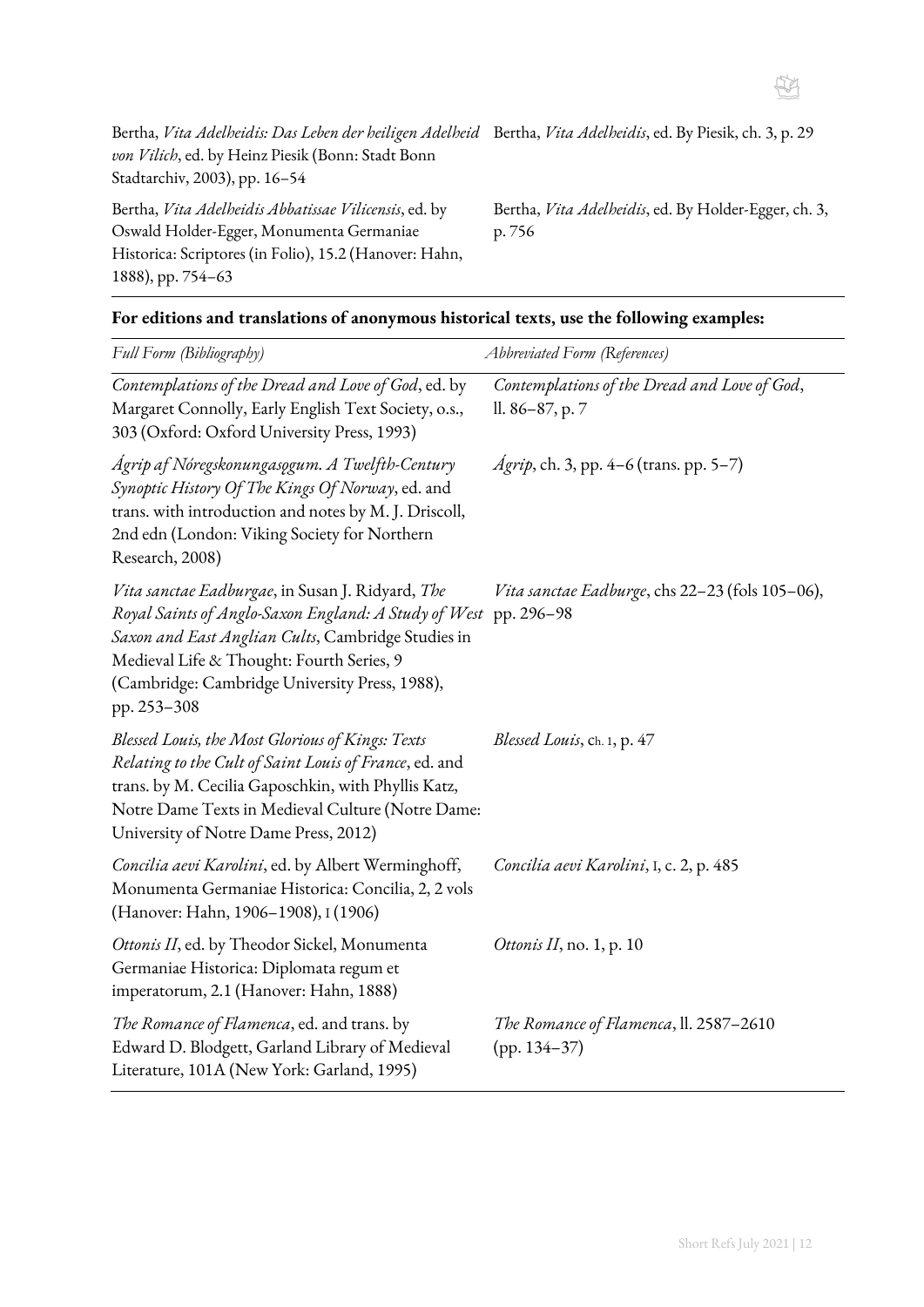| | |
|---|---|
| Bertha, *Vita Adelheidis: Das Leben der heiligen Adelheid von Vilich*, ed. by Heinz Piesik (Bonn: Stadt Bonn Stadtarchiv, 2003), pp. 16–54 | Bertha, *Vita Adelheidis*, ed. By Piesik, ch. 3, p. 29 |
| Bertha, *Vita Adelheidis Abbatissae Vilicensis*, ed. by Oswald Holder-Egger, Monumenta Germaniae Historica: Scriptores (in Folio), 15.2 (Hanover: Hahn, 1888), pp. 754–63 | Bertha, *Vita Adelheidis*, ed. By Holder-Egger, ch. 3, p. 756 |

**For editions and translations of anonymous historical texts, use the following examples:**

| *Full Form (Bibliography)* | *Abbreviated Form (References)* |
|---|---|
| *Contemplations of the Dread and Love of God*, ed. by Margaret Connolly, Early English Text Society, o.s., 303 (Oxford: Oxford University Press, 1993) | *Contemplations of the Dread and Love of God*, ll. 86–87, p. 7 |
| *Ágrip af Nóregskonungasǫgum. A Twelfth-Century Synoptic History Of The Kings Of Norway*, ed. and trans. with introduction and notes by M. J. Driscoll, 2nd edn (London: Viking Society for Northern Research, 2008) | *Ágrip*, ch. 3, pp. 4–6 (trans. pp. 5–7) |
| *Vita sanctae Eadburgae*, in Susan J. Ridyard, *The Royal Saints of Anglo-Saxon England: A Study of West Saxon and East Anglian Cults*, Cambridge Studies in Medieval Life & Thought: Fourth Series, 9 (Cambridge: Cambridge University Press, 1988), pp. 253–308 | *Vita sanctae Eadburge*, chs 22–23 (fols 105–06), pp. 296–98 |
| *Blessed Louis, the Most Glorious of Kings: Texts Relating to the Cult of Saint Louis of France*, ed. and trans. by M. Cecilia Gaposchkin, with Phyllis Katz, Notre Dame Texts in Medieval Culture (Notre Dame: University of Notre Dame Press, 2012) | *Blessed Louis*, ch. 1, p. 47 |
| *Concilia aevi Karolini*, ed. by Albert Werminghoff, Monumenta Germaniae Historica: Concilia, 2, 2 vols (Hanover: Hahn, 1906–1908), I (1906) | *Concilia aevi Karolini*, I, c. 2, p. 485 |
| *Ottonis II*, ed. by Theodor Sickel, Monumenta Germaniae Historica: Diplomata regum et imperatorum, 2.1 (Hanover: Hahn, 1888) | *Ottonis II*, no. 1, p. 10 |
| *The Romance of Flamenca*, ed. and trans. by Edward D. Blodgett, Garland Library of Medieval Literature, 101A (New York: Garland, 1995) | *The Romance of Flamenca*, ll. 2587–2610 (pp. 134–37) |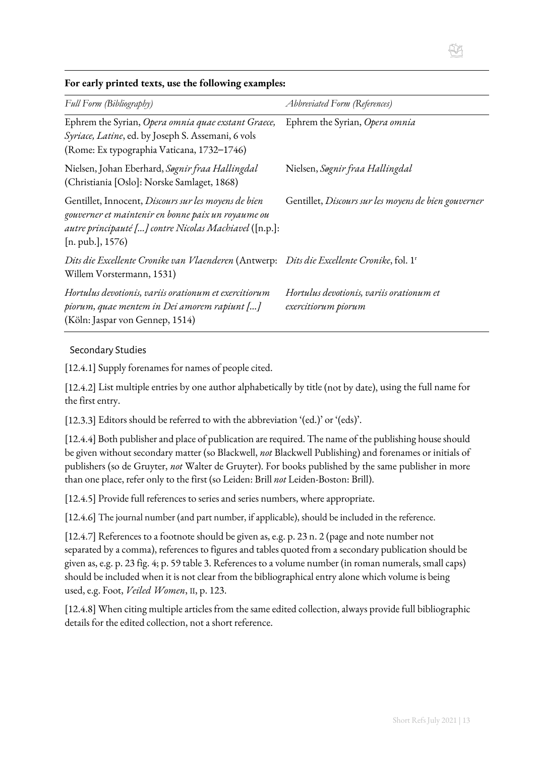**For early printed texts, use the following examples:**

| *Full Form (Bibliography)* | *Abbreviated Form (References)* |
|---|---|
| Ephrem the Syrian, *Opera omnia quae exstant Graece, Syriace, Latine*, ed. by Joseph S. Assemani, 6 vols (Rome: Ex typographia Vaticana, 1732–1746) | Ephrem the Syrian, *Opera omnia* |
| Nielsen, Johan Eberhard, *Søgnir fraa Hallingdal* (Christiania [Oslo]: Norske Samlaget, 1868) | Nielsen, *Søgnir fraa Hallingdal* |
| Gentillet, Innocent, *Discours sur les moyens de bien gouverner et maintenir en bonne paix un royaume ou autre principauté [...] contre Nicolas Machiavel* ([n.p.]: [n. pub.], 1576) | Gentillet, *Discours sur les moyens de bien gouverner* |
| *Dits die Excellente Cronike van Vlaenderen* (Antwerp: Willem Vorstermann, 1531) | *Dits die Excellente Cronike*, fol. 1$^{r}$ |
| *Hortulus devotionis, variis orationum et exercitiorum piorum, quae mentem in Dei amorem rapiunt [...]* (Köln: Jaspar von Gennep, 1514) | *Hortulus devotionis, variis orationum et exercitiorum piorum* |

## Secondary Studies

[12.4.1] Supply forenames for names of people cited.

[12.4.2] List multiple entries by one author alphabetically by title (not by date), using the full name for the first entry.

[12.3.3] Editors should be referred to with the abbreviation '(ed.)' or '(eds)'.

[12.4.4] Both publisher and place of publication are required. The name of the publishing house should be given without secondary matter (so Blackwell, *not* Blackwell Publishing) and forenames or initials of publishers (so de Gruyter, *not* Walter de Gruyter). For books published by the same publisher in more than one place, refer only to the first (so Leiden: Brill *not* Leiden-Boston: Brill).

[12.4.5] Provide full references to series and series numbers, where appropriate.

[12.4.6] The journal number (and part number, if applicable), should be included in the reference.

[12.4.7] References to a footnote should be given as, e.g. p. 23 n. 2 (page and note number not separated by a comma), references to figures and tables quoted from a secondary publication should be given as, e.g. p. 23 fig. 4; p. 59 table 3. References to a volume number (in roman numerals, small caps) should be included when it is not clear from the bibliographical entry alone which volume is being used, e.g. Foot, *Veiled Women*, II, p. 123.

[12.4.8] When citing multiple articles from the same edited collection, always provide full bibliographic details for the edited collection, not a short reference.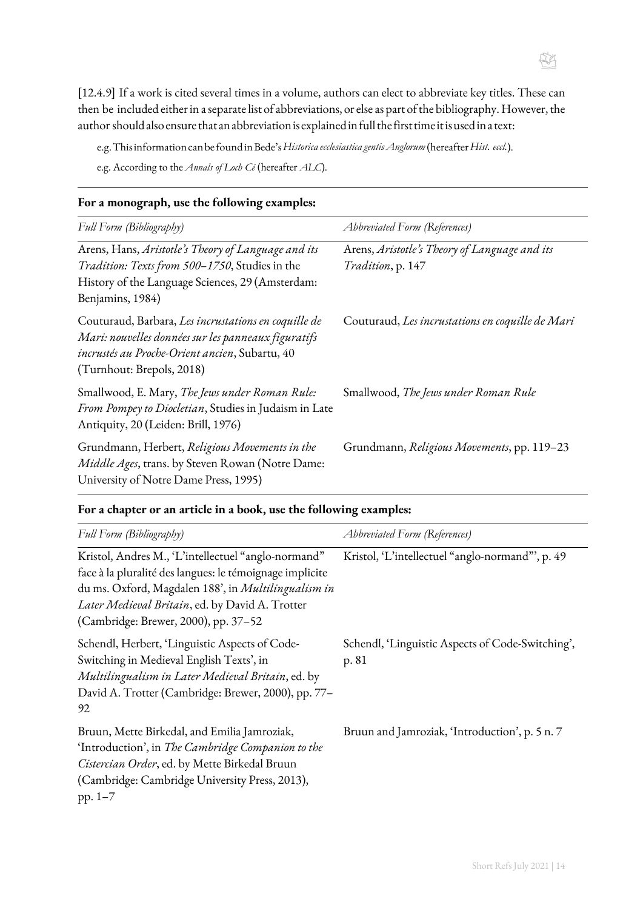[12.4.9] If a work is cited several times in a volume, authors can elect to abbreviate key titles. These can then be included either in a separate list of abbreviations, or else as part of the bibliography. However, the author should also ensure that an abbreviation is explained in full the first time it is used in a text:

e.g. This information can be found in Bede's *Historica ecclesiastica gentis Anglorum* (hereafter *Hist. eccl.*).

e.g. According to the *Annals of Loch Cé* (hereafter *ALC*).

**For a monograph, use the following examples:**

| *Full Form (Bibliography)* | *Abbreviated Form (References)* |
|---|---|
| Arens, Hans, *Aristotle's Theory of Language and its Tradition: Texts from 500–1750*, Studies in the History of the Language Sciences, 29 (Amsterdam: Benjamins, 1984) | Arens, *Aristotle's Theory of Language and its Tradition*, p. 147 |
| Couturaud, Barbara, *Les incrustations en coquille de Mari: nouvelles données sur les panneaux figuratifs incrustés au Proche-Orient ancien*, Subartu, 40 (Turnhout: Brepols, 2018) | Couturaud, *Les incrustations en coquille de Mari* |
| Smallwood, E. Mary, *The Jews under Roman Rule: From Pompey to Diocletian*, Studies in Judaism in Late Antiquity, 20 (Leiden: Brill, 1976) | Smallwood, *The Jews under Roman Rule* |
| Grundmann, Herbert, *Religious Movements in the Middle Ages*, trans. by Steven Rowan (Notre Dame: University of Notre Dame Press, 1995) | Grundmann, *Religious Movements*, pp. 119–23 |

**For a chapter or an article in a book, use the following examples:**

| *Full Form (Bibliography)* | *Abbreviated Form (References)* |
|---|---|
| Kristol, Andres M., 'L'intellectuel "anglo-normand" face à la pluralité des langues: le témoignage implicite du ms. Oxford, Magdalen 188', in *Multilingualism in Later Medieval Britain*, ed. by David A. Trotter (Cambridge: Brewer, 2000), pp. 37–52 | Kristol, 'L'intellectuel "anglo-normand"', p. 49 |
| Schendl, Herbert, 'Linguistic Aspects of Code-Switching in Medieval English Texts', in *Multilingualism in Later Medieval Britain*, ed. by David A. Trotter (Cambridge: Brewer, 2000), pp. 77–92 | Schendl, 'Linguistic Aspects of Code-Switching', p. 81 |
| Bruun, Mette Birkedal, and Emilia Jamroziak, 'Introduction', in *The Cambridge Companion to the Cistercian Order*, ed. by Mette Birkedal Bruun (Cambridge: Cambridge University Press, 2013), pp. 1–7 | Bruun and Jamroziak, 'Introduction', p. 5 n. 7 |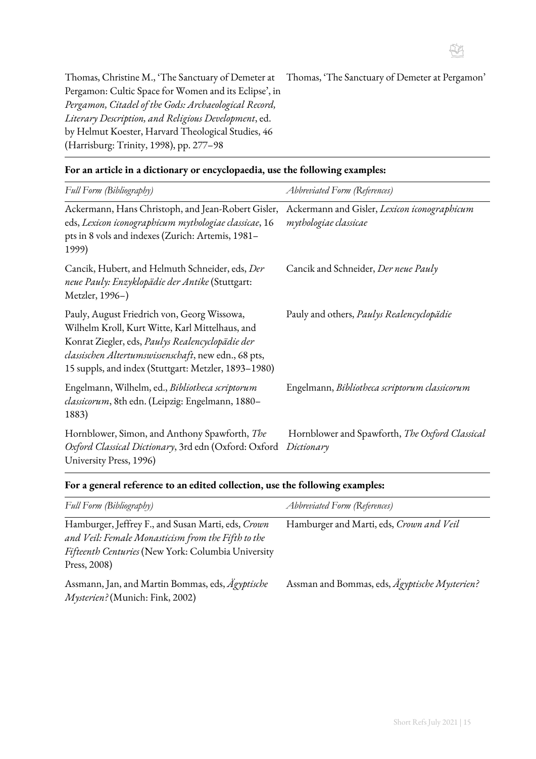| | |
|---|---|
| Thomas, Christine M., 'The Sanctuary of Demeter at Pergamon: Cultic Space for Women and its Eclipse', in *Pergamon, Citadel of the Gods: Archaeological Record, Literary Description, and Religious Development*, ed. by Helmut Koester, Harvard Theological Studies, 46 (Harrisburg: Trinity, 1998), pp. 277–98 | Thomas, 'The Sanctuary of Demeter at Pergamon' |

**For an article in a dictionary or encyclopaedia, use the following examples:**

| *Full Form (Bibliography)* | *Abbreviated Form (References)* |
|---|---|
| Ackermann, Hans Christoph, and Jean-Robert Gisler, eds, *Lexicon iconographicum mythologiae classicae*, 16 pts in 8 vols and indexes (Zurich: Artemis, 1981–1999) | Ackermann and Gisler, *Lexicon iconographicum mythologiae classicae* |
| Cancik, Hubert, and Helmuth Schneider, eds, *Der neue Pauly: Enzyklopädie der Antike* (Stuttgart: Metzler, 1996–) | Cancik and Schneider, *Der neue Pauly* |
| Pauly, August Friedrich von, Georg Wissowa, Wilhelm Kroll, Kurt Witte, Karl Mittelhaus, and Konrat Ziegler, eds, *Paulys Realencyclopädie der classischen Altertumswissenschaft*, new edn., 68 pts, 15 suppls, and index (Stuttgart: Metzler, 1893–1980) | Pauly and others, *Paulys Realencyclopädie* |
| Engelmann, Wilhelm, ed., *Bibliotheca scriptorum classicorum*, 8th edn. (Leipzig: Engelmann, 1880–1883) | Engelmann, *Bibliotheca scriptorum classicorum* |
| Hornblower, Simon, and Anthony Spawforth, *The Oxford Classical Dictionary*, 3rd edn (Oxford: Oxford University Press, 1996) | Hornblower and Spawforth, *The Oxford Classical Dictionary* |

**For a general reference to an edited collection, use the following examples:**

| *Full Form (Bibliography)* | *Abbreviated Form (References)* |
|---|---|
| Hamburger, Jeffrey F., and Susan Marti, eds, *Crown and Veil: Female Monasticism from the Fifth to the Fifteenth Centuries* (New York: Columbia University Press, 2008) | Hamburger and Marti, eds, *Crown and Veil* |
| Assmann, Jan, and Martin Bommas, eds, *Ägyptische Mysterien?* (Munich: Fink, 2002) | Assman and Bommas, eds, *Ägyptische Mysterien?* |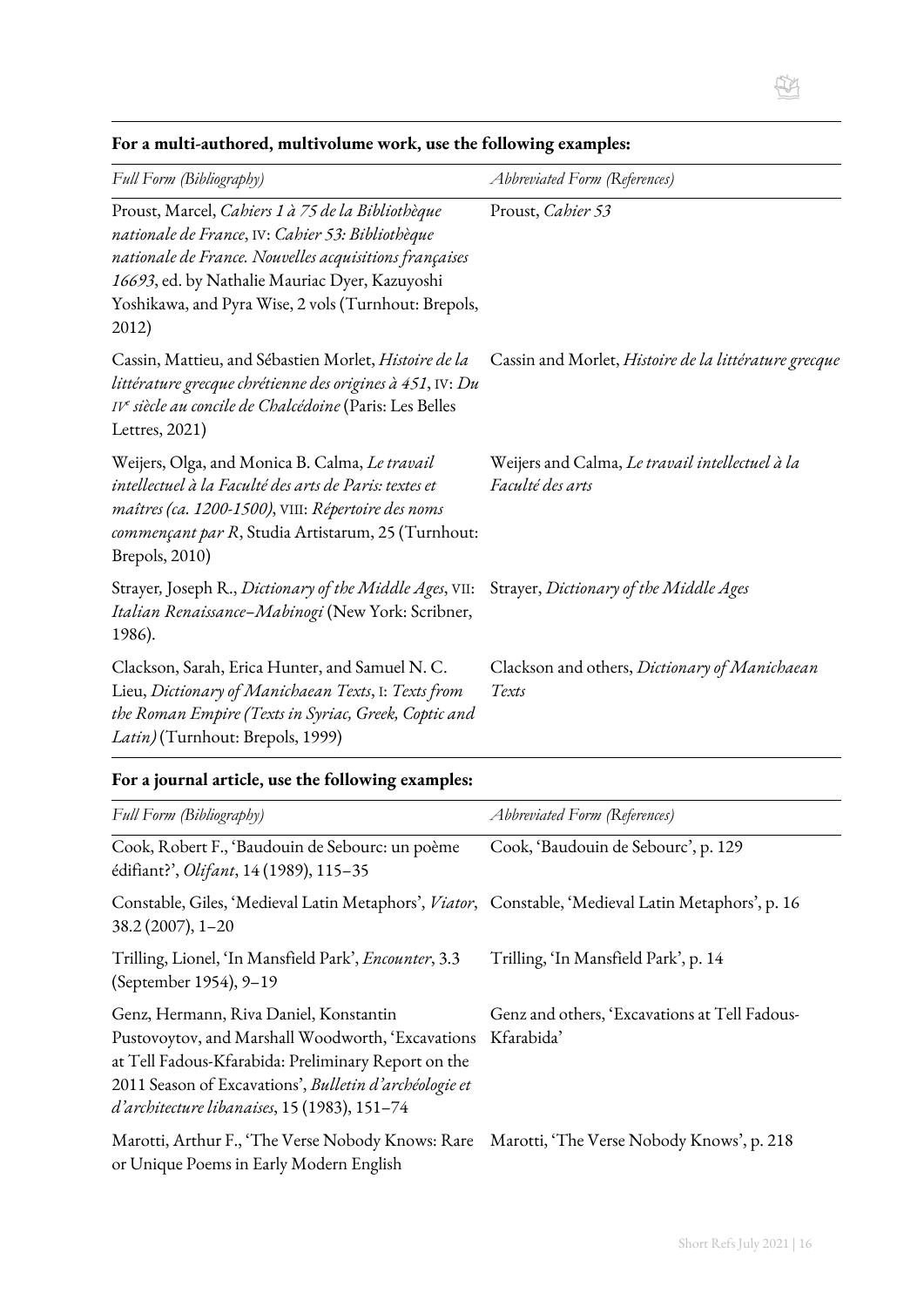**For a multi-authored, multivolume work, use the following examples:**

| *Full Form (Bibliography)* | *Abbreviated Form (References)* |
|---|---|
| Proust, Marcel, *Cahiers 1 à 75 de la Bibliothèque nationale de France*, IV: *Cahier 53: Bibliothèque nationale de France. Nouvelles acquisitions françaises 16693*, ed. by Nathalie Mauriac Dyer, Kazuyoshi Yoshikawa, and Pyra Wise, 2 vols (Turnhout: Brepols, 2012) | Proust, *Cahier 53* |
| Cassin, Mattieu, and Sébastien Morlet, *Histoire de la littérature grecque chrétienne des origines à 451*, IV: *Du IVe siècle au concile de Chalcédoine* (Paris: Les Belles Lettres, 2021) | Cassin and Morlet, *Histoire de la littérature grecque* |
| Weijers, Olga, and Monica B. Calma, *Le travail intellectuel à la Faculté des arts de Paris: textes et maîtres (ca. 1200-1500)*, VIII: *Répertoire des noms commençant par R*, Studia Artistarum, 25 (Turnhout: Brepols, 2010) | Weijers and Calma, *Le travail intellectuel à la Faculté des arts* |
| Strayer, Joseph R., *Dictionary of the Middle Ages*, VII: *Italian Renaissance–Mabinogi* (New York: Scribner, 1986). | Strayer, *Dictionary of the Middle Ages* |
| Clackson, Sarah, Erica Hunter, and Samuel N. C. Lieu, *Dictionary of Manichaean Texts*, I: *Texts from the Roman Empire (Texts in Syriac, Greek, Coptic and Latin)* (Turnhout: Brepols, 1999) | Clackson and others, *Dictionary of Manichaean Texts* |

**For a journal article, use the following examples:**

| *Full Form (Bibliography)* | *Abbreviated Form (References)* |
|---|---|
| Cook, Robert F., 'Baudouin de Sebourc: un poème édifiant?', *Olifant*, 14 (1989), 115–35 | Cook, 'Baudouin de Sebourc', p. 129 |
| Constable, Giles, 'Medieval Latin Metaphors', *Viator*, 38.2 (2007), 1–20 | Constable, 'Medieval Latin Metaphors', p. 16 |
| Trilling, Lionel, 'In Mansfield Park', *Encounter*, 3.3 (September 1954), 9–19 | Trilling, 'In Mansfield Park', p. 14 |
| Genz, Hermann, Riva Daniel, Konstantin Pustovoytov, and Marshall Woodworth, 'Excavations at Tell Fadous-Kfarabida: Preliminary Report on the 2011 Season of Excavations', *Bulletin d'archéologie et d'architecture libanaises*, 15 (1983), 151–74 | Genz and others, 'Excavations at Tell Fadous-Kfarabida' |
| Marotti, Arthur F., 'The Verse Nobody Knows: Rare or Unique Poems in Early Modern English | Marotti, 'The Verse Nobody Knows', p. 218 |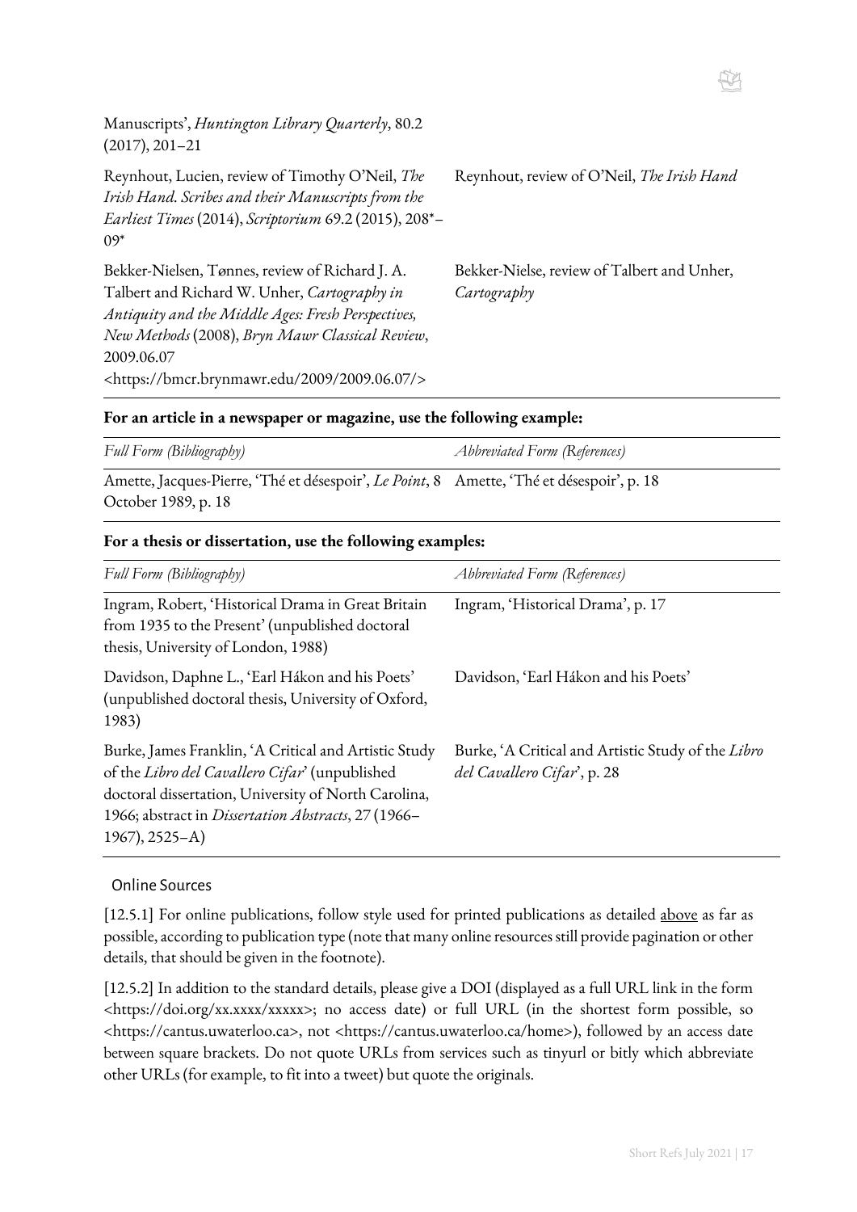| | |
|---|---|
| Manuscripts', *Huntington Library Quarterly*, 80.2 (2017), 201–21 | |
| Reynhout, Lucien, review of Timothy O'Neil, *The Irish Hand. Scribes and their Manuscripts from the Earliest Times* (2014), *Scriptorium* 69.2 (2015), 208*–09* | Reynhout, review of O'Neil, *The Irish Hand* |
| Bekker-Nielsen, Tønnes, review of Richard J. A. Talbert and Richard W. Unher, *Cartography in Antiquity and the Middle Ages: Fresh Perspectives, New Methods* (2008), *Bryn Mawr Classical Review*, 2009.06.07 <https://bmcr.brynmawr.edu/2009/2009.06.07/> | Bekker-Nielse, review of Talbert and Unher, *Cartography* |

**For an article in a newspaper or magazine, use the following example:**

| *Full Form (Bibliography)* | *Abbreviated Form (References)* |
|---|---|
| Amette, Jacques-Pierre, 'Thé et désespoir', *Le Point*, 8 October 1989, p. 18 | Amette, 'Thé et désespoir', p. 18 |

**For a thesis or dissertation, use the following examples:**

| *Full Form (Bibliography)* | *Abbreviated Form (References)* |
|---|---|
| Ingram, Robert, 'Historical Drama in Great Britain from 1935 to the Present' (unpublished doctoral thesis, University of London, 1988) | Ingram, 'Historical Drama', p. 17 |
| Davidson, Daphne L., 'Earl Hákon and his Poets' (unpublished doctoral thesis, University of Oxford, 1983) | Davidson, 'Earl Hákon and his Poets' |
| Burke, James Franklin, 'A Critical and Artistic Study of the *Libro del Cavallero Cifar*' (unpublished doctoral dissertation, University of North Carolina, 1966; abstract in *Dissertation Abstracts*, 27 (1966–1967), 2525–A) | Burke, 'A Critical and Artistic Study of the *Libro del Cavallero Cifar*', p. 28 |

### Online Sources

[12.5.1] For online publications, follow style used for printed publications as detailed above as far as possible, according to publication type (note that many online resources still provide pagination or other details, that should be given in the footnote).

[12.5.2] In addition to the standard details, please give a DOI (displayed as a full URL link in the form <https://doi.org/xx.xxxx/xxxxx>; no access date) or full URL (in the shortest form possible, so <https://cantus.uwaterloo.ca>, not <https://cantus.uwaterloo.ca/home>), followed by an access date between square brackets. Do not quote URLs from services such as tinyurl or bitly which abbreviate other URLs (for example, to fit into a tweet) but quote the originals.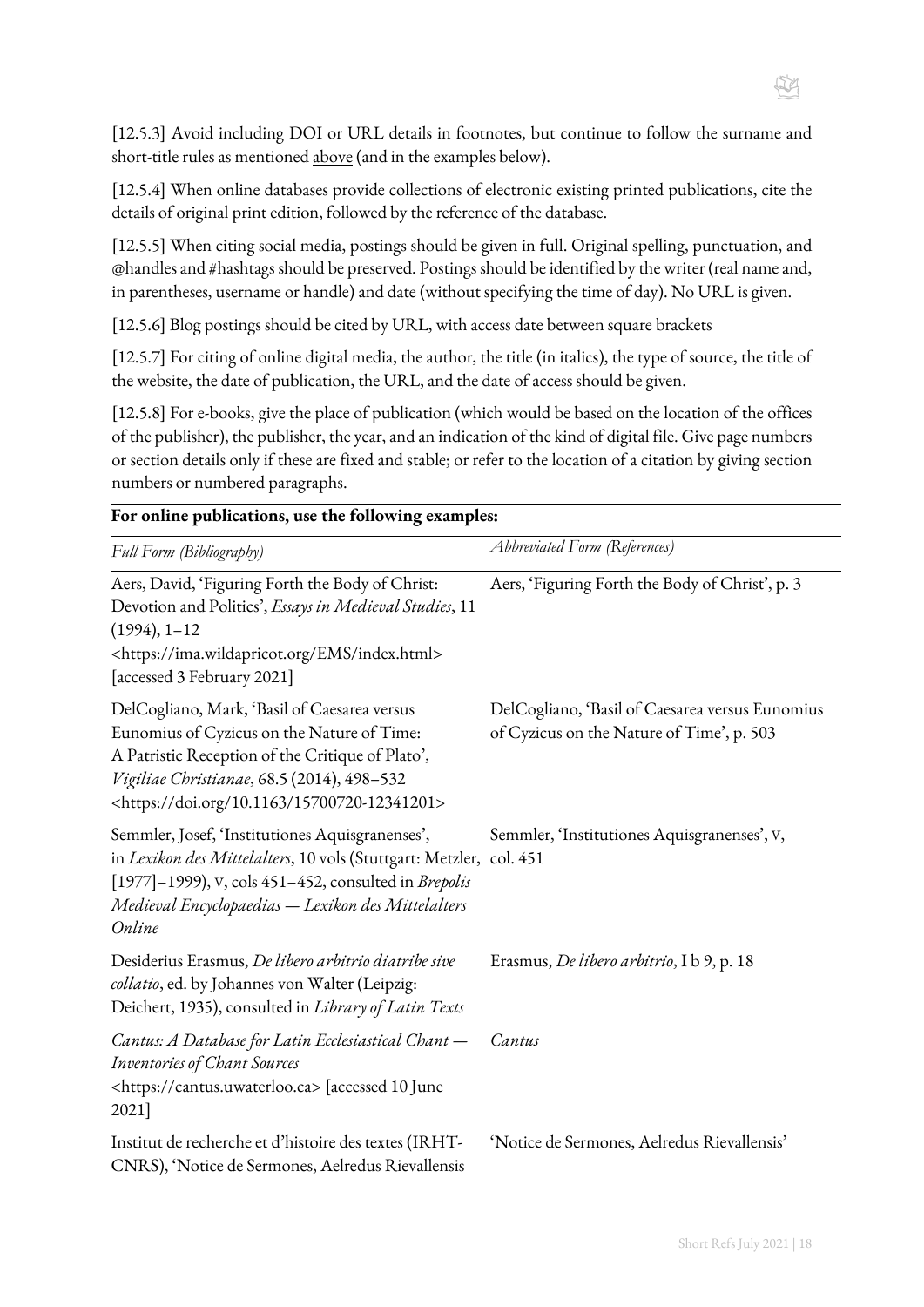[12.5.3] Avoid including DOI or URL details in footnotes, but continue to follow the surname and short-title rules as mentioned above (and in the examples below).

[12.5.4] When online databases provide collections of electronic existing printed publications, cite the details of original print edition, followed by the reference of the database.

[12.5.5] When citing social media, postings should be given in full. Original spelling, punctuation, and @handles and #hashtags should be preserved. Postings should be identified by the writer (real name and, in parentheses, username or handle) and date (without specifying the time of day). No URL is given.

[12.5.6] Blog postings should be cited by URL, with access date between square brackets

[12.5.7] For citing of online digital media, the author, the title (in italics), the type of source, the title of the website, the date of publication, the URL, and the date of access should be given.

[12.5.8] For e-books, give the place of publication (which would be based on the location of the offices of the publisher), the publisher, the year, and an indication of the kind of digital file. Give page numbers or section details only if these are fixed and stable; or refer to the location of a citation by giving section numbers or numbered paragraphs.

**For online publications, use the following examples:**

| *Full Form (Bibliography)* | *Abbreviated Form (References)* |
|---|---|
| Aers, David, 'Figuring Forth the Body of Christ: Devotion and Politics', *Essays in Medieval Studies*, 11 (1994), 1–12 <https://ima.wildapricot.org/EMS/index.html> [accessed 3 February 2021] | Aers, 'Figuring Forth the Body of Christ', p. 3 |
| DelCogliano, Mark, 'Basil of Caesarea versus Eunomius of Cyzicus on the Nature of Time: A Patristic Reception of the Critique of Plato', *Vigiliae Christianae*, 68.5 (2014), 498–532 <https://doi.org/10.1163/15700720-12341201> | DelCogliano, 'Basil of Caesarea versus Eunomius of Cyzicus on the Nature of Time', p. 503 |
| Semmler, Josef, 'Institutiones Aquisgranenses', in *Lexikon des Mittelalters*, 10 vols (Stuttgart: Metzler, [1977]–1999), V, cols 451–452, consulted in *Brepolis Medieval Encyclopaedias — Lexikon des Mittelalters Online* | Semmler, 'Institutiones Aquisgranenses', V, col. 451 |
| Desiderius Erasmus, *De libero arbitrio diatribe sive collatio*, ed. by Johannes von Walter (Leipzig: Deichert, 1935), consulted in *Library of Latin Texts* | Erasmus, *De libero arbitrio*, I b 9, p. 18 |
| *Cantus: A Database for Latin Ecclesiastical Chant — Inventories of Chant Sources* <https://cantus.uwaterloo.ca> [accessed 10 June 2021] | *Cantus* |
| Institut de recherche et d'histoire des textes (IRHT-CNRS), 'Notice de Sermones, Aelredus Rievallensis | 'Notice de Sermones, Aelredus Rievallensis' |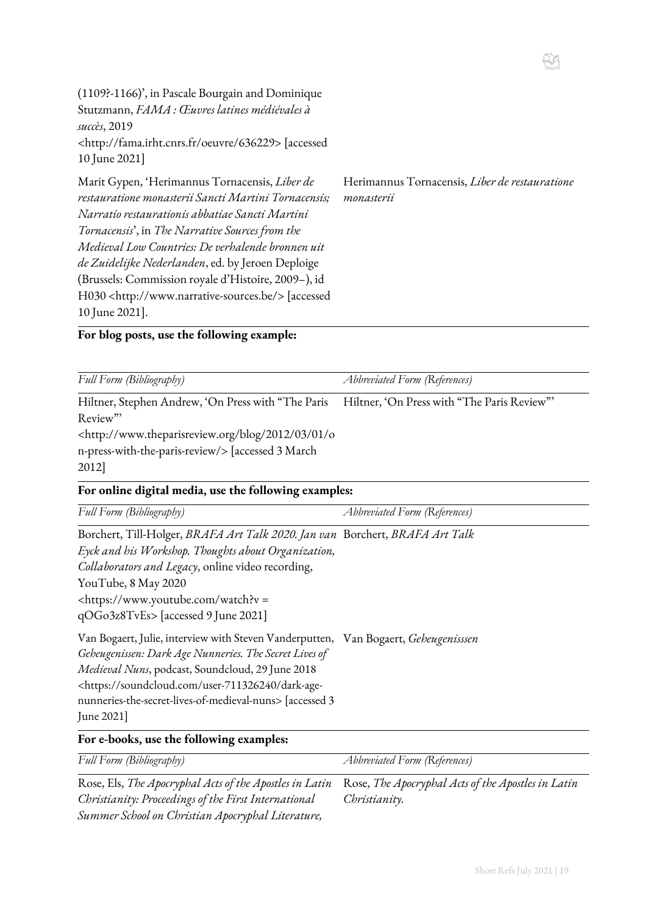| | |
|---|---|
| (1109?-1166)', in Pascale Bourgain and Dominique Stutzmann, *FAMA : Œuvres latines médiévales à succès*, 2019 <http://fama.irht.cnrs.fr/oeuvre/636229> [accessed 10 June 2021] | |
| Marit Gypen, 'Herimannus Tornacensis, *Liber de restauratione monasterii Sancti Martini Tornacensis; Narratio restaurationis abbatiae Sancti Martini Tornacensis*', in *The Narrative Sources from the Medieval Low Countries: De verhalende bronnen uit de Zuidelijke Nederlanden*, ed. by Jeroen Deploige (Brussels: Commission royale d'Histoire, 2009–), id H030 <http://www.narrative-sources.be/> [accessed 10 June 2021]. | Herimannus Tornacensis, *Liber de restauratione monasterii* |

**For blog posts, use the following example:**

| *Full Form (Bibliography)* | *Abbreviated Form (References)* |
|---|---|
| Hiltner, Stephen Andrew, 'On Press with "The Paris Review"' <http://www.theparisreview.org/blog/2012/03/01/on-press-with-the-paris-review/> [accessed 3 March 2012] | Hiltner, 'On Press with "The Paris Review"' |

**For online digital media, use the following examples:**

| *Full Form (Bibliography)* | *Abbreviated Form (References)* |
|---|---|
| Borchert, Till-Holger, *BRAFA Art Talk 2020. Jan van Eyck and his Workshop. Thoughts about Organization, Collaborators and Legacy*, online video recording, YouTube, 8 May 2020 <https://www.youtube.com/watch?v = qOGo3z8TvEs> [accessed 9 June 2021] | Borchert, *BRAFA Art Talk* |
| Van Bogaert, Julie, interview with Steven Vanderputten, *Geheugenissen: Dark Age Nunneries. The Secret Lives of Medieval Nuns*, podcast, Soundcloud, 29 June 2018 <https://soundcloud.com/user-711326240/dark-age-nunneries-the-secret-lives-of-medieval-nuns> [accessed 3 June 2021] | Van Bogaert, *Geheugenisssen* |

**For e-books, use the following examples:**

| *Full Form (Bibliography)* | *Abbreviated Form (References)* |
|---|---|
| Rose, Els, *The Apocryphal Acts of the Apostles in Latin Christianity: Proceedings of the First International Summer School on Christian Apocryphal Literature,* | Rose, *The Apocryphal Acts of the Apostles in Latin Christianity.* |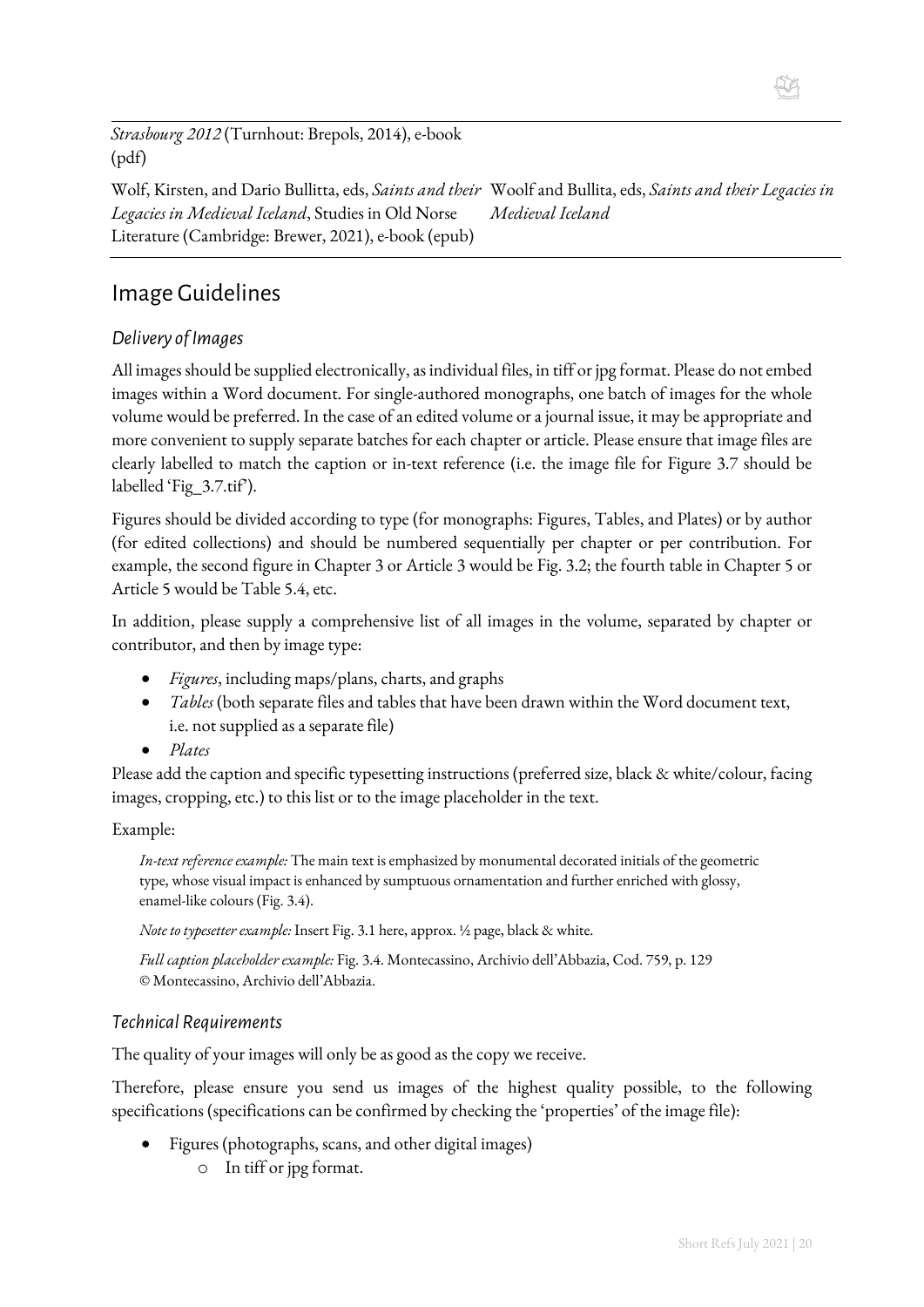| | |
|---|---|
| *Strasbourg 2012* (Turnhout: Brepols, 2014), e-book (pdf) | |
| Wolf, Kirsten, and Dario Bullitta, eds, *Saints and their Legacies in Medieval Iceland*, Studies in Old Norse Literature (Cambridge: Brewer, 2021), e-book (epub) | Woolf and Bullita, eds, *Saints and their Legacies in Medieval Iceland* |

## Image Guidelines

### *Delivery of Images*

All images should be supplied electronically, as individual files, in tiff or jpg format. Please do not embed images within a Word document. For single-authored monographs, one batch of images for the whole volume would be preferred. In the case of an edited volume or a journal issue, it may be appropriate and more convenient to supply separate batches for each chapter or article. Please ensure that image files are clearly labelled to match the caption or in-text reference (i.e. the image file for Figure 3.7 should be labelled 'Fig_3.7.tif').

Figures should be divided according to type (for monographs: Figures, Tables, and Plates) or by author (for edited collections) and should be numbered sequentially per chapter or per contribution. For example, the second figure in Chapter 3 or Article 3 would be Fig. 3.2; the fourth table in Chapter 5 or Article 5 would be Table 5.4, etc.

In addition, please supply a comprehensive list of all images in the volume, separated by chapter or contributor, and then by image type:

- *Figures*, including maps/plans, charts, and graphs
- *Tables* (both separate files and tables that have been drawn within the Word document text, i.e. not supplied as a separate file)
- *Plates*

Please add the caption and specific typesetting instructions (preferred size, black & white/colour, facing images, cropping, etc.) to this list or to the image placeholder in the text.

Example:

> *In-text reference example:* The main text is emphasized by monumental decorated initials of the geometric type, whose visual impact is enhanced by sumptuous ornamentation and further enriched with glossy, enamel-like colours (Fig. 3.4).
>
> *Note to typesetter example:* Insert Fig. 3.1 here, approx. ½ page, black & white.
>
> *Full caption placeholder example:* Fig. 3.4. Montecassino, Archivio dell'Abbazia, Cod. 759, p. 129 © Montecassino, Archivio dell'Abbazia.

### *Technical Requirements*

The quality of your images will only be as good as the copy we receive.

Therefore, please ensure you send us images of the highest quality possible, to the following specifications (specifications can be confirmed by checking the 'properties' of the image file):

- Figures (photographs, scans, and other digital images)
  - In tiff or jpg format.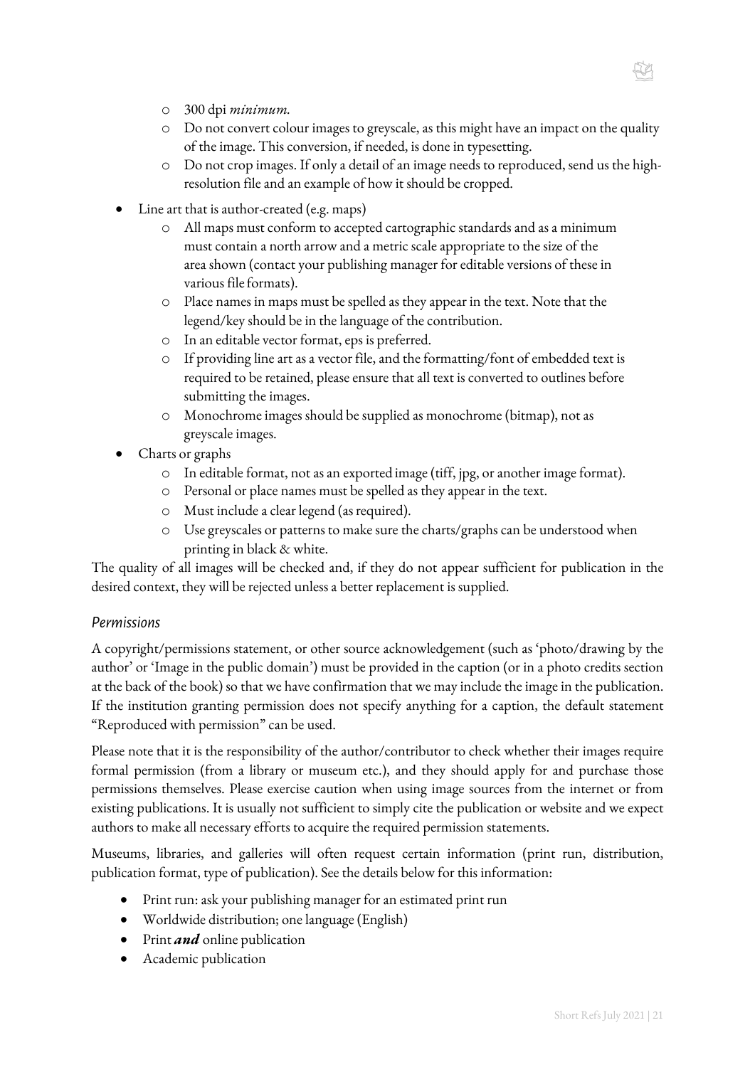- 300 dpi *minimum.*
- Do not convert colour images to greyscale, as this might have an impact on the quality of the image. This conversion, if needed, is done in typesetting.
- Do not crop images. If only a detail of an image needs to reproduced, send us the high-resolution file and an example of how it should be cropped.

- Line art that is author-created (e.g. maps)
  - All maps must conform to accepted cartographic standards and as a minimum must contain a north arrow and a metric scale appropriate to the size of the area shown (contact your publishing manager for editable versions of these in various file formats).
  - Place names in maps must be spelled as they appear in the text. Note that the legend/key should be in the language of the contribution.
  - In an editable vector format, eps is preferred.
  - If providing line art as a vector file, and the formatting/font of embedded text is required to be retained, please ensure that all text is converted to outlines before submitting the images.
  - Monochrome images should be supplied as monochrome (bitmap), not as greyscale images.
- Charts or graphs
  - In editable format, not as an exported image (tiff, jpg, or another image format).
  - Personal or place names must be spelled as they appear in the text.
  - Must include a clear legend (as required).
  - Use greyscales or patterns to make sure the charts/graphs can be understood when printing in black & white.

The quality of all images will be checked and, if they do not appear sufficient for publication in the desired context, they will be rejected unless a better replacement is supplied.

### *Permissions*

A copyright/permissions statement, or other source acknowledgement (such as 'photo/drawing by the author' or 'Image in the public domain') must be provided in the caption (or in a photo credits section at the back of the book) so that we have confirmation that we may include the image in the publication. If the institution granting permission does not specify anything for a caption, the default statement "Reproduced with permission" can be used.

Please note that it is the responsibility of the author/contributor to check whether their images require formal permission (from a library or museum etc.), and they should apply for and purchase those permissions themselves. Please exercise caution when using image sources from the internet or from existing publications. It is usually not sufficient to simply cite the publication or website and we expect authors to make all necessary efforts to acquire the required permission statements.

Museums, libraries, and galleries will often request certain information (print run, distribution, publication format, type of publication). See the details below for this information:

- Print run: ask your publishing manager for an estimated print run
- Worldwide distribution; one language (English)
- Print ***and*** online publication
- Academic publication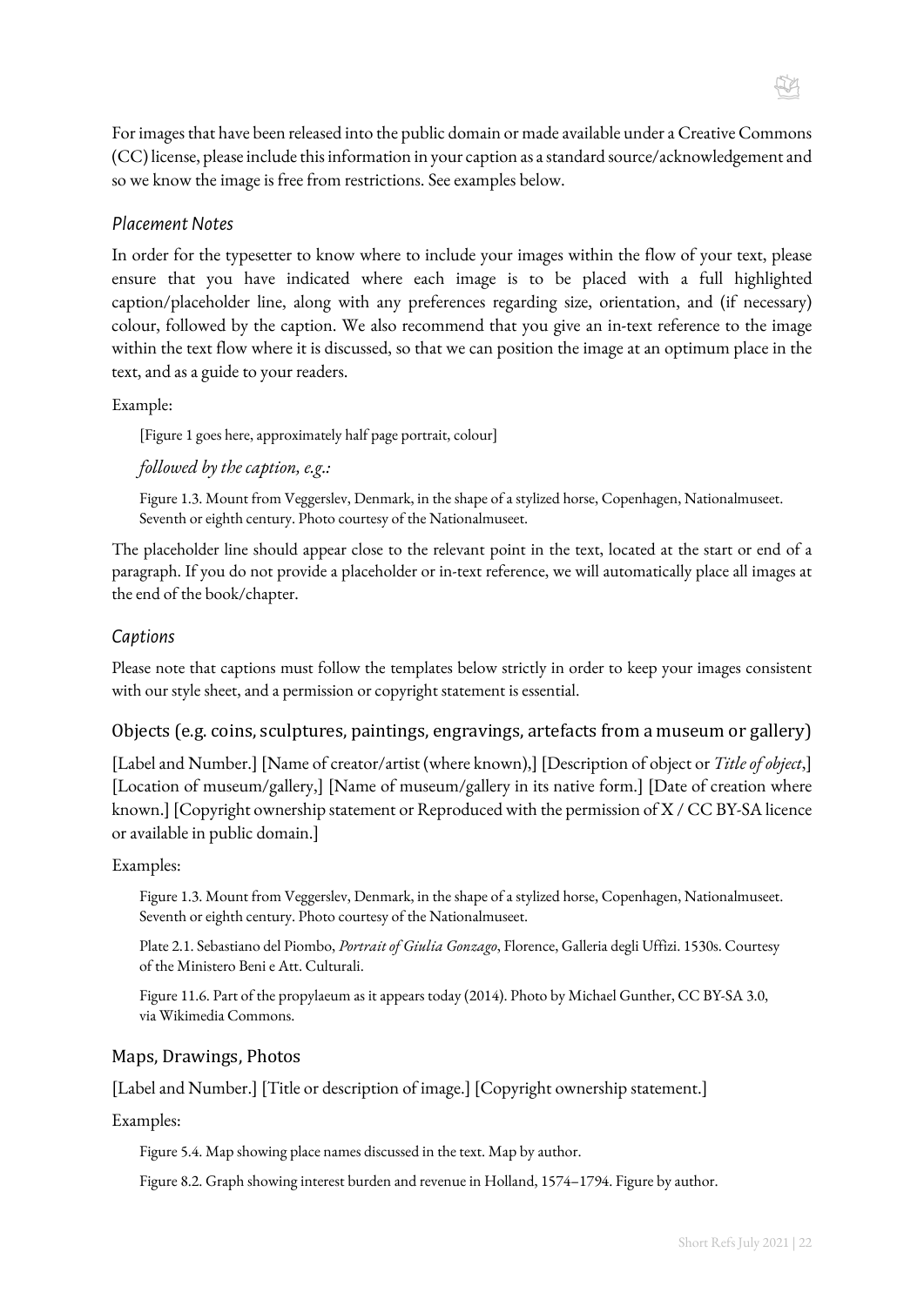For images that have been released into the public domain or made available under a Creative Commons (CC) license, please include this information in your caption as a standard source/acknowledgement and so we know the image is free from restrictions. See examples below.

### *Placement Notes*

In order for the typesetter to know where to include your images within the flow of your text, please ensure that you have indicated where each image is to be placed with a full highlighted caption/placeholder line, along with any preferences regarding size, orientation, and (if necessary) colour, followed by the caption. We also recommend that you give an in-text reference to the image within the text flow where it is discussed, so that we can position the image at an optimum place in the text, and as a guide to your readers.

Example:

> [Figure 1 goes here, approximately half page portrait, colour]
>
> *followed by the caption, e.g.:*
>
> Figure 1.3. Mount from Veggerslev, Denmark, in the shape of a stylized horse, Copenhagen, Nationalmuseet. Seventh or eighth century. Photo courtesy of the Nationalmuseet.

The placeholder line should appear close to the relevant point in the text, located at the start or end of a paragraph. If you do not provide a placeholder or in-text reference, we will automatically place all images at the end of the book/chapter.

### *Captions*

Please note that captions must follow the templates below strictly in order to keep your images consistent with our style sheet, and a permission or copyright statement is essential.

#### Objects (e.g. coins, sculptures, paintings, engravings, artefacts from a museum or gallery)

[Label and Number.] [Name of creator/artist (where known),] [Description of object or *Title of object*,] [Location of museum/gallery,] [Name of museum/gallery in its native form.] [Date of creation where known.] [Copyright ownership statement or Reproduced with the permission of X / CC BY-SA licence or available in public domain.]

Examples:

> Figure 1.3. Mount from Veggerslev, Denmark, in the shape of a stylized horse, Copenhagen, Nationalmuseet. Seventh or eighth century. Photo courtesy of the Nationalmuseet.
>
> Plate 2.1. Sebastiano del Piombo, *Portrait of Giulia Gonzago*, Florence, Galleria degli Uffizi. 1530s. Courtesy of the Ministero Beni e Att. Culturali.
>
> Figure 11.6. Part of the propylaeum as it appears today (2014). Photo by Michael Gunther, CC BY-SA 3.0, via Wikimedia Commons.

#### Maps, Drawings, Photos

[Label and Number.] [Title or description of image.] [Copyright ownership statement.]

Examples:

> Figure 5.4. Map showing place names discussed in the text. Map by author.
>
> Figure 8.2. Graph showing interest burden and revenue in Holland, 1574–1794. Figure by author.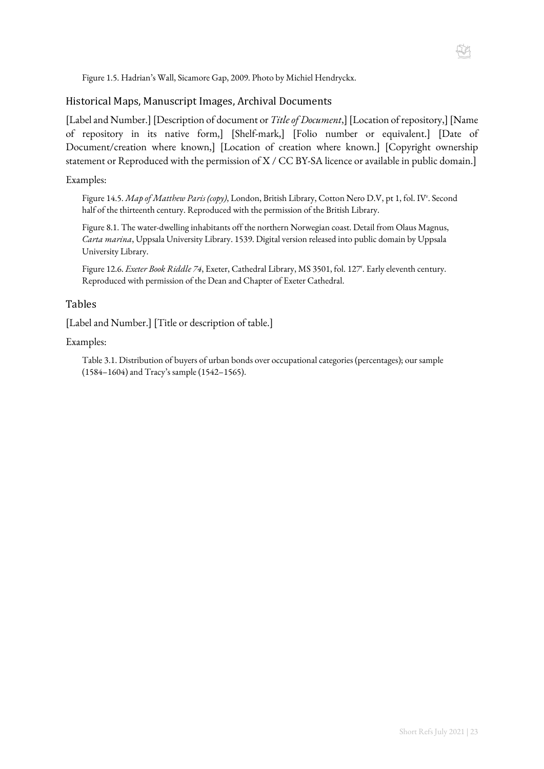Figure 1.5. Hadrian's Wall, Sicamore Gap, 2009. Photo by Michiel Hendryckx.

## Historical Maps, Manuscript Images, Archival Documents

[Label and Number.] [Description of document or *Title of Document*,] [Location of repository,] [Name of repository in its native form,] [Shelf-mark,] [Folio number or equivalent.] [Date of Document/creation where known,] [Location of creation where known.] [Copyright ownership statement or Reproduced with the permission of X / CC BY-SA licence or available in public domain.]

Examples:

Figure 14.5. *Map of Matthew Paris (copy)*, London, British Library, Cotton Nero D.V, pt 1, fol. IV[r]. Second half of the thirteenth century. Reproduced with the permission of the British Library.

Figure 8.1. The water-dwelling inhabitants off the northern Norwegian coast. Detail from Olaus Magnus, *Carta marina*, Uppsala University Library. 1539. Digital version released into public domain by Uppsala University Library.

Figure 12.6. *Exeter Book Riddle 74*, Exeter, Cathedral Library, MS 3501, fol. 127[r]. Early eleventh century. Reproduced with permission of the Dean and Chapter of Exeter Cathedral.

## Tables

[Label and Number.] [Title or description of table.]

Examples:

Table 3.1. Distribution of buyers of urban bonds over occupational categories (percentages); our sample (1584–1604) and Tracy's sample (1542–1565).